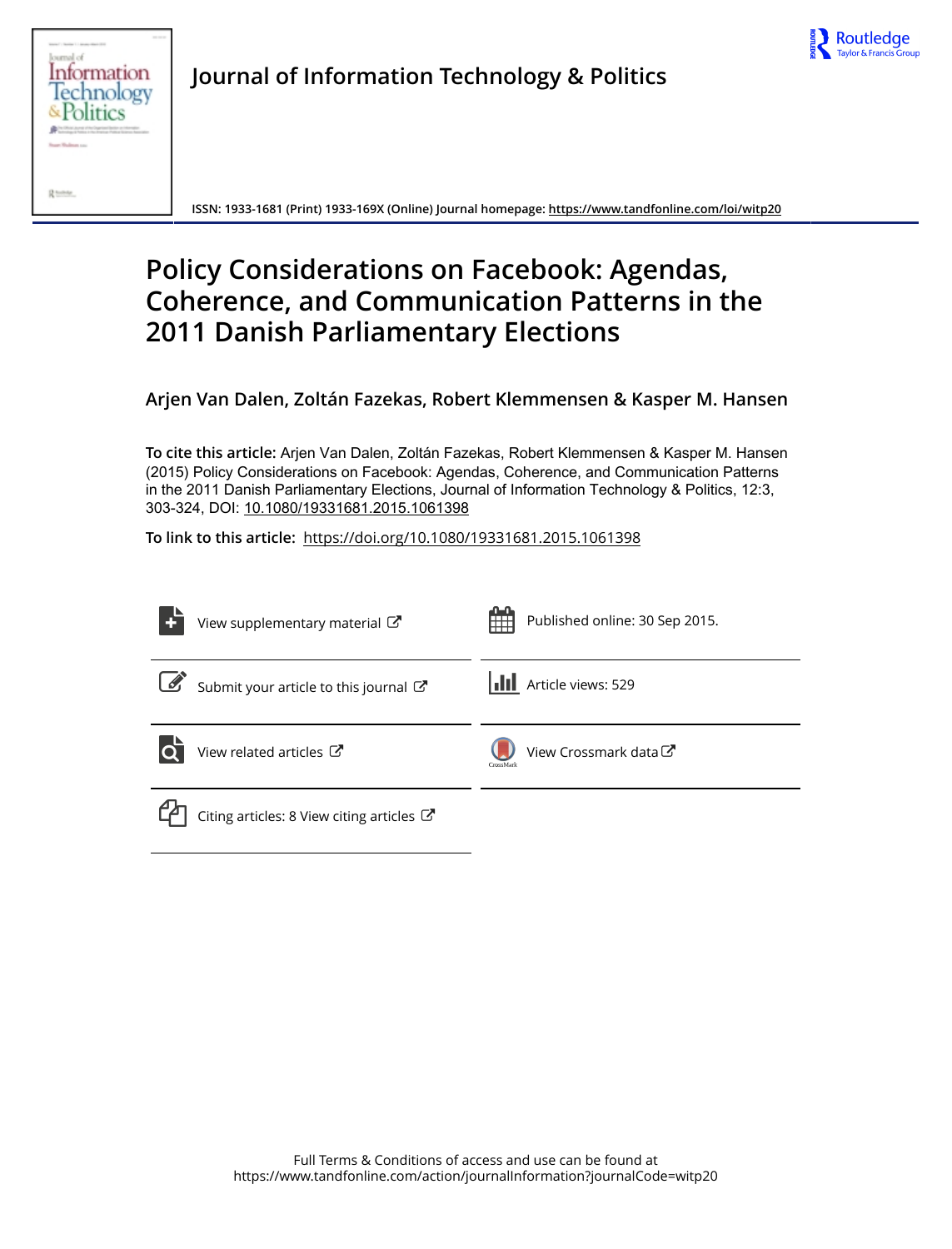# Journal of Information Technology & Politics

ISSN: 1933-1681 (Print) 1933-169X (Online) Journal homepage: https://www.tandfonline.com/loi/witp20

# Policy Considerations on Facebook: Agendas, Coherence, and Communication Patterns in the 2011 Danish Parliamentary Elections

**Arjen Van Dalen, Zoltán Fazekas, Robert Klemmensen & Kasper M. Hansen**

**To cite this article:** Arjen Van Dalen, Zoltán Fazekas, Robert Klemmensen & Kasper M. Hansen (2015) Policy Considerations on Facebook: Agendas, Coherence, and Communication Patterns in the 2011 Danish Parliamentary Elections, Journal of Information Technology & Politics, 12:3, 303-324, DOI: 10.1080/19331681.2015.1061398

**To link to this article:** https://doi.org/10.1080/19331681.2015.1061398

View supplementary material

Published online: 30 Sep 2015.

Submit your article to this journal

Article views: 529

View related articles

View Crossmark data

Citing articles: 8 View citing articles

Full Terms & Conditions of access and use can be found at
https://www.tandfonline.com/action/journalInformation?journalCode=witp20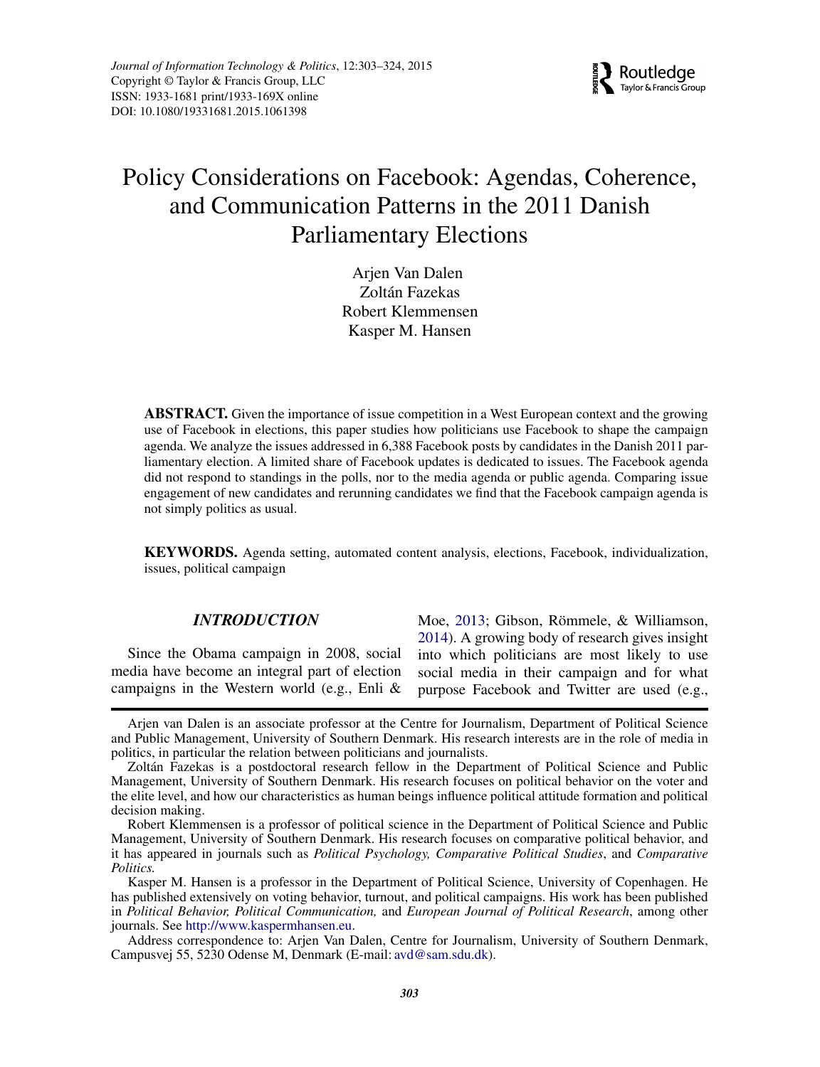# Policy Considerations on Facebook: Agendas, Coherence, and Communication Patterns in the 2011 Danish Parliamentary Elections

Arjen Van Dalen
Zoltán Fazekas
Robert Klemmensen
Kasper M. Hansen

**ABSTRACT.** Given the importance of issue competition in a West European context and the growing use of Facebook in elections, this paper studies how politicians use Facebook to shape the campaign agenda. We analyze the issues addressed in 6,388 Facebook posts by candidates in the Danish 2011 parliamentary election. A limited share of Facebook updates is dedicated to issues. The Facebook agenda did not respond to standings in the polls, nor to the media agenda or public agenda. Comparing issue engagement of new candidates and rerunning candidates we find that the Facebook campaign agenda is not simply politics as usual.

**KEYWORDS.** Agenda setting, automated content analysis, elections, Facebook, individualization, issues, political campaign

## *INTRODUCTION*

Since the Obama campaign in 2008, social media have become an integral part of election campaigns in the Western world (e.g., Enli & Moe, 2013; Gibson, Römmele, & Williamson, 2014). A growing body of research gives insight into which politicians are most likely to use social media in their campaign and for what purpose Facebook and Twitter are used (e.g.,

Arjen van Dalen is an associate professor at the Centre for Journalism, Department of Political Science and Public Management, University of Southern Denmark. His research interests are in the role of media in politics, in particular the relation between politicians and journalists.

Zoltán Fazekas is a postdoctoral research fellow in the Department of Political Science and Public Management, University of Southern Denmark. His research focuses on political behavior on the voter and the elite level, and how our characteristics as human beings influence political attitude formation and political decision making.

Robert Klemmensen is a professor of political science in the Department of Political Science and Public Management, University of Southern Denmark. His research focuses on comparative political behavior, and it has appeared in journals such as *Political Psychology, Comparative Political Studies*, and *Comparative Politics.*

Kasper M. Hansen is a professor in the Department of Political Science, University of Copenhagen. He has published extensively on voting behavior, turnout, and political campaigns. His work has been published in *Political Behavior, Political Communication,* and *European Journal of Political Research*, among other journals. See http://www.kaspermhansen.eu.

Address correspondence to: Arjen Van Dalen, Centre for Journalism, University of Southern Denmark, Campusvej 55, 5230 Odense M, Denmark (E-mail: avd@sam.sdu.dk).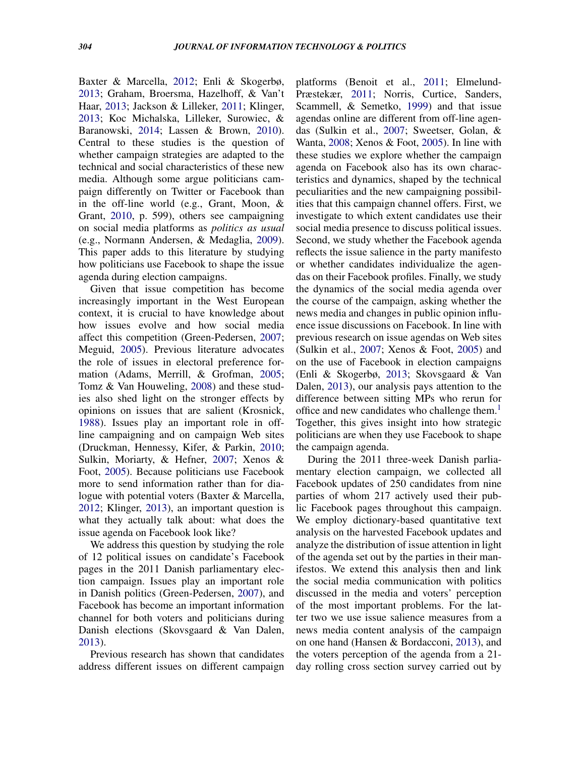Baxter & Marcella, 2012; Enli & Skogerbø, 2013; Graham, Broersma, Hazelhoff, & Van't Haar, 2013; Jackson & Lilleker, 2011; Klinger, 2013; Koc Michalska, Lilleker, Surowiec, & Baranowski, 2014; Lassen & Brown, 2010). Central to these studies is the question of whether campaign strategies are adapted to the technical and social characteristics of these new media. Although some argue politicians campaign differently on Twitter or Facebook than in the off-line world (e.g., Grant, Moon, & Grant, 2010, p. 599), others see campaigning on social media platforms as *politics as usual* (e.g., Normann Andersen, & Medaglia, 2009). This paper adds to this literature by studying how politicians use Facebook to shape the issue agenda during election campaigns.

Given that issue competition has become increasingly important in the West European context, it is crucial to have knowledge about how issues evolve and how social media affect this competition (Green-Pedersen, 2007; Meguid, 2005). Previous literature advocates the role of issues in electoral preference formation (Adams, Merrill, & Grofman, 2005; Tomz & Van Houweling, 2008) and these studies also shed light on the stronger effects by opinions on issues that are salient (Krosnick, 1988). Issues play an important role in off-line campaigning and on campaign Web sites (Druckman, Hennessy, Kifer, & Parkin, 2010; Sulkin, Moriarty, & Hefner, 2007; Xenos & Foot, 2005). Because politicians use Facebook more to send information rather than for dialogue with potential voters (Baxter & Marcella, 2012; Klinger, 2013), an important question is what they actually talk about: what does the issue agenda on Facebook look like?

We address this question by studying the role of 12 political issues on candidate's Facebook pages in the 2011 Danish parliamentary election campaign. Issues play an important role in Danish politics (Green-Pedersen, 2007), and Facebook has become an important information channel for both voters and politicians during Danish elections (Skovsgaard & Van Dalen, 2013).

Previous research has shown that candidates address different issues on different campaign platforms (Benoit et al., 2011; Elmelund-Præstekær, 2011; Norris, Curtice, Sanders, Scammell, & Semetko, 1999) and that issue agendas online are different from off-line agendas (Sulkin et al., 2007; Sweetser, Golan, & Wanta, 2008; Xenos & Foot, 2005). In line with these studies we explore whether the campaign agenda on Facebook also has its own characteristics and dynamics, shaped by the technical peculiarities and the new campaigning possibilities that this campaign channel offers. First, we investigate to which extent candidates use their social media presence to discuss political issues. Second, we study whether the Facebook agenda reflects the issue salience in the party manifesto or whether candidates individualize the agendas on their Facebook profiles. Finally, we study the dynamics of the social media agenda over the course of the campaign, asking whether the news media and changes in public opinion influence issue discussions on Facebook. In line with previous research on issue agendas on Web sites (Sulkin et al., 2007; Xenos & Foot, 2005) and on the use of Facebook in election campaigns (Enli & Skogerbø, 2013; Skovsgaard & Van Dalen, 2013), our analysis pays attention to the difference between sitting MPs who rerun for office and new candidates who challenge them.[1] Together, this gives insight into how strategic politicians are when they use Facebook to shape the campaign agenda.

During the 2011 three-week Danish parliamentary election campaign, we collected all Facebook updates of 250 candidates from nine parties of whom 217 actively used their public Facebook pages throughout this campaign. We employ dictionary-based quantitative text analysis on the harvested Facebook updates and analyze the distribution of issue attention in light of the agenda set out by the parties in their manifestos. We extend this analysis then and link the social media communication with politics discussed in the media and voters' perception of the most important problems. For the latter two we use issue salience measures from a news media content analysis of the campaign on one hand (Hansen & Bordacconi, 2013), and the voters perception of the agenda from a 21-day rolling cross section survey carried out by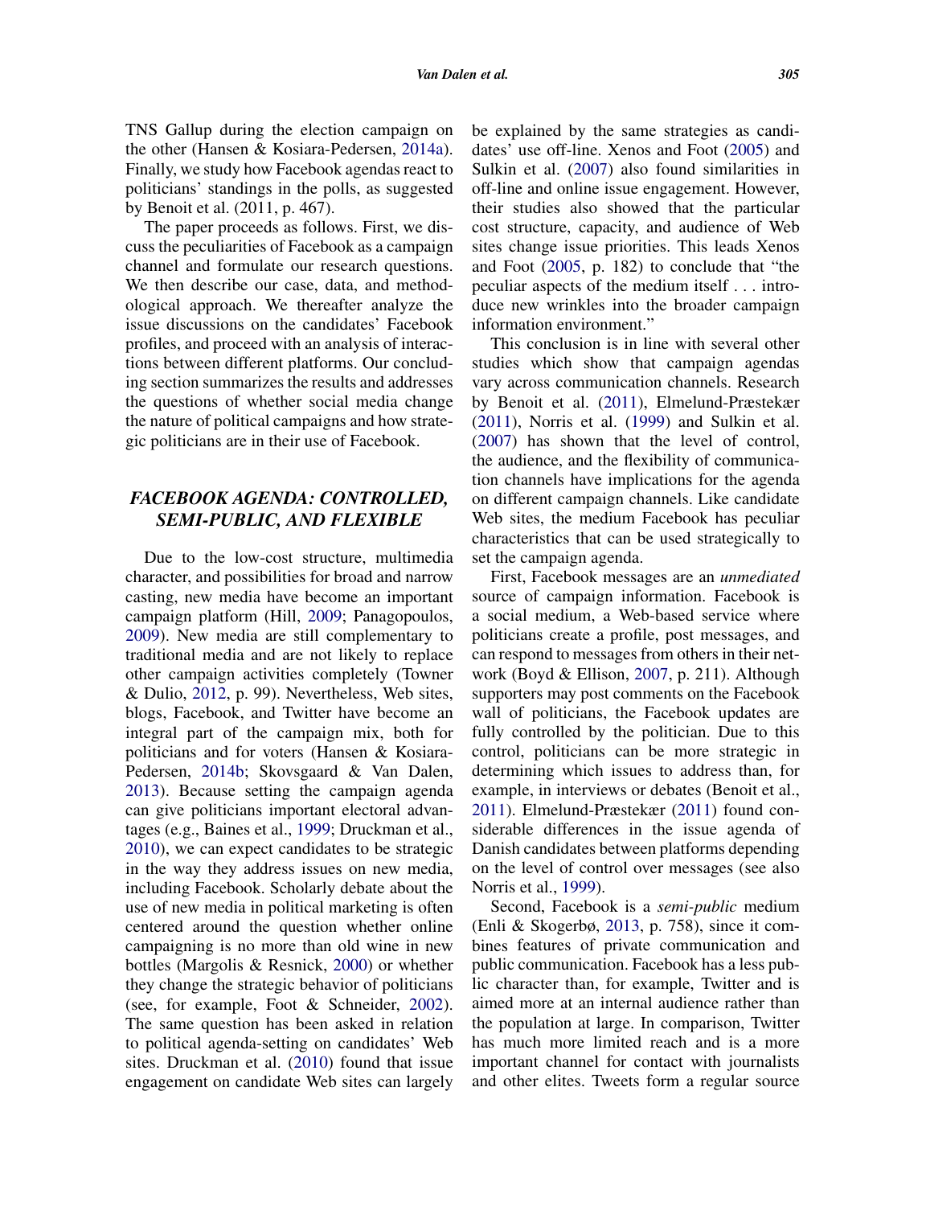TNS Gallup during the election campaign on the other (Hansen & Kosiara-Pedersen, 2014a). Finally, we study how Facebook agendas react to politicians' standings in the polls, as suggested by Benoit et al. (2011, p. 467).

The paper proceeds as follows. First, we discuss the peculiarities of Facebook as a campaign channel and formulate our research questions. We then describe our case, data, and methodological approach. We thereafter analyze the issue discussions on the candidates' Facebook profiles, and proceed with an analysis of interactions between different platforms. Our concluding section summarizes the results and addresses the questions of whether social media change the nature of political campaigns and how strategic politicians are in their use of Facebook.

## FACEBOOK AGENDA: CONTROLLED, SEMI-PUBLIC, AND FLEXIBLE

Due to the low-cost structure, multimedia character, and possibilities for broad and narrow casting, new media have become an important campaign platform (Hill, 2009; Panagopoulos, 2009). New media are still complementary to traditional media and are not likely to replace other campaign activities completely (Towner & Dulio, 2012, p. 99). Nevertheless, Web sites, blogs, Facebook, and Twitter have become an integral part of the campaign mix, both for politicians and for voters (Hansen & Kosiara-Pedersen, 2014b; Skovsgaard & Van Dalen, 2013). Because setting the campaign agenda can give politicians important electoral advantages (e.g., Baines et al., 1999; Druckman et al., 2010), we can expect candidates to be strategic in the way they address issues on new media, including Facebook. Scholarly debate about the use of new media in political marketing is often centered around the question whether online campaigning is no more than old wine in new bottles (Margolis & Resnick, 2000) or whether they change the strategic behavior of politicians (see, for example, Foot & Schneider, 2002). The same question has been asked in relation to political agenda-setting on candidates' Web sites. Druckman et al. (2010) found that issue engagement on candidate Web sites can largely be explained by the same strategies as candidates' use off-line. Xenos and Foot (2005) and Sulkin et al. (2007) also found similarities in off-line and online issue engagement. However, their studies also showed that the particular cost structure, capacity, and audience of Web sites change issue priorities. This leads Xenos and Foot (2005, p. 182) to conclude that "the peculiar aspects of the medium itself . . . introduce new wrinkles into the broader campaign information environment."

This conclusion is in line with several other studies which show that campaign agendas vary across communication channels. Research by Benoit et al. (2011), Elmelund-Præstekær (2011), Norris et al. (1999) and Sulkin et al. (2007) has shown that the level of control, the audience, and the flexibility of communication channels have implications for the agenda on different campaign channels. Like candidate Web sites, the medium Facebook has peculiar characteristics that can be used strategically to set the campaign agenda.

First, Facebook messages are an *unmediated* source of campaign information. Facebook is a social medium, a Web-based service where politicians create a profile, post messages, and can respond to messages from others in their network (Boyd & Ellison, 2007, p. 211). Although supporters may post comments on the Facebook wall of politicians, the Facebook updates are fully controlled by the politician. Due to this control, politicians can be more strategic in determining which issues to address than, for example, in interviews or debates (Benoit et al., 2011). Elmelund-Præstekær (2011) found considerable differences in the issue agenda of Danish candidates between platforms depending on the level of control over messages (see also Norris et al., 1999).

Second, Facebook is a *semi-public* medium (Enli & Skogerbø, 2013, p. 758), since it combines features of private communication and public communication. Facebook has a less public character than, for example, Twitter and is aimed more at an internal audience rather than the population at large. In comparison, Twitter has much more limited reach and is a more important channel for contact with journalists and other elites. Tweets form a regular source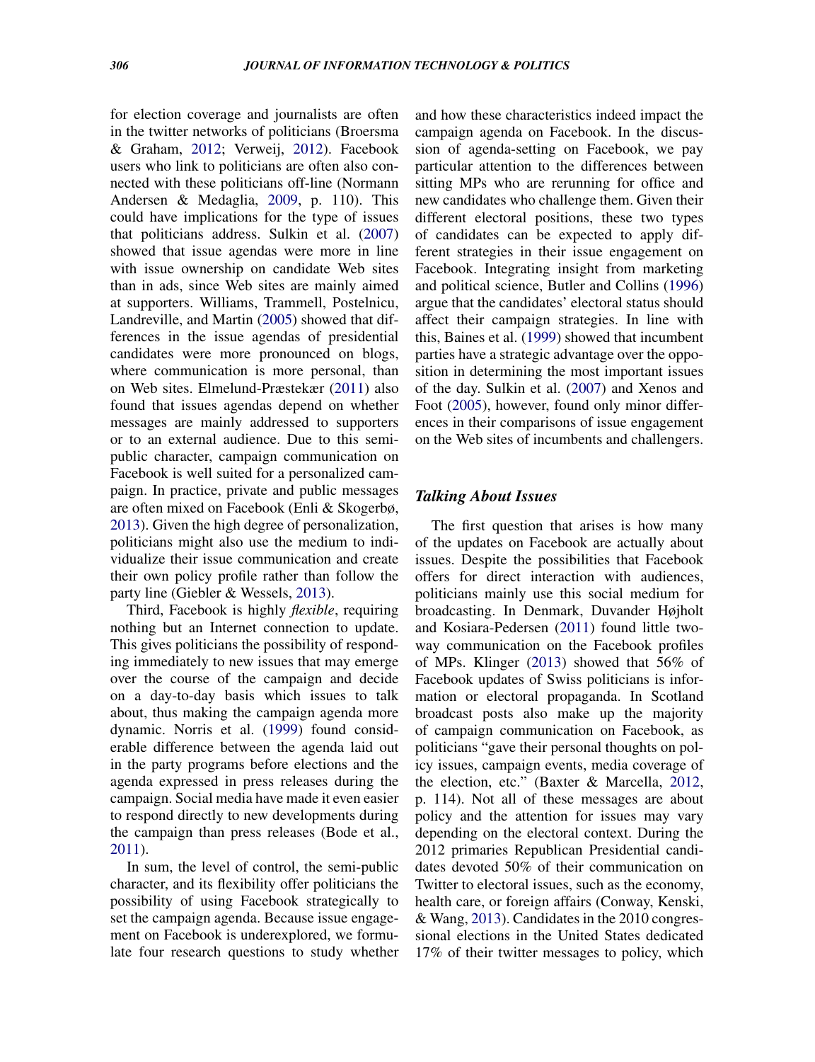for election coverage and journalists are often in the twitter networks of politicians (Broersma & Graham, 2012; Verweij, 2012). Facebook users who link to politicians are often also connected with these politicians off-line (Normann Andersen & Medaglia, 2009, p. 110). This could have implications for the type of issues that politicians address. Sulkin et al. (2007) showed that issue agendas were more in line with issue ownership on candidate Web sites than in ads, since Web sites are mainly aimed at supporters. Williams, Trammell, Postelnicu, Landreville, and Martin (2005) showed that differences in the issue agendas of presidential candidates were more pronounced on blogs, where communication is more personal, than on Web sites. Elmelund-Præstekær (2011) also found that issues agendas depend on whether messages are mainly addressed to supporters or to an external audience. Due to this semi-public character, campaign communication on Facebook is well suited for a personalized campaign. In practice, private and public messages are often mixed on Facebook (Enli & Skogerbø, 2013). Given the high degree of personalization, politicians might also use the medium to individualize their issue communication and create their own policy profile rather than follow the party line (Giebler & Wessels, 2013).

Third, Facebook is highly *flexible*, requiring nothing but an Internet connection to update. This gives politicians the possibility of responding immediately to new issues that may emerge over the course of the campaign and decide on a day-to-day basis which issues to talk about, thus making the campaign agenda more dynamic. Norris et al. (1999) found considerable difference between the agenda laid out in the party programs before elections and the agenda expressed in press releases during the campaign. Social media have made it even easier to respond directly to new developments during the campaign than press releases (Bode et al., 2011).

In sum, the level of control, the semi-public character, and its flexibility offer politicians the possibility of using Facebook strategically to set the campaign agenda. Because issue engagement on Facebook is underexplored, we formulate four research questions to study whether and how these characteristics indeed impact the campaign agenda on Facebook. In the discussion of agenda-setting on Facebook, we pay particular attention to the differences between sitting MPs who are rerunning for office and new candidates who challenge them. Given their different electoral positions, these two types of candidates can be expected to apply different strategies in their issue engagement on Facebook. Integrating insight from marketing and political science, Butler and Collins (1996) argue that the candidates' electoral status should affect their campaign strategies. In line with this, Baines et al. (1999) showed that incumbent parties have a strategic advantage over the opposition in determining the most important issues of the day. Sulkin et al. (2007) and Xenos and Foot (2005), however, found only minor differences in their comparisons of issue engagement on the Web sites of incumbents and challengers.

## *Talking About Issues*

The first question that arises is how many of the updates on Facebook are actually about issues. Despite the possibilities that Facebook offers for direct interaction with audiences, politicians mainly use this social medium for broadcasting. In Denmark, Duvander Højholt and Kosiara-Pedersen (2011) found little two-way communication on the Facebook profiles of MPs. Klinger (2013) showed that 56% of Facebook updates of Swiss politicians is information or electoral propaganda. In Scotland broadcast posts also make up the majority of campaign communication on Facebook, as politicians "gave their personal thoughts on policy issues, campaign events, media coverage of the election, etc." (Baxter & Marcella, 2012, p. 114). Not all of these messages are about policy and the attention for issues may vary depending on the electoral context. During the 2012 primaries Republican Presidential candidates devoted 50% of their communication on Twitter to electoral issues, such as the economy, health care, or foreign affairs (Conway, Kenski, & Wang, 2013). Candidates in the 2010 congressional elections in the United States dedicated 17% of their twitter messages to policy, which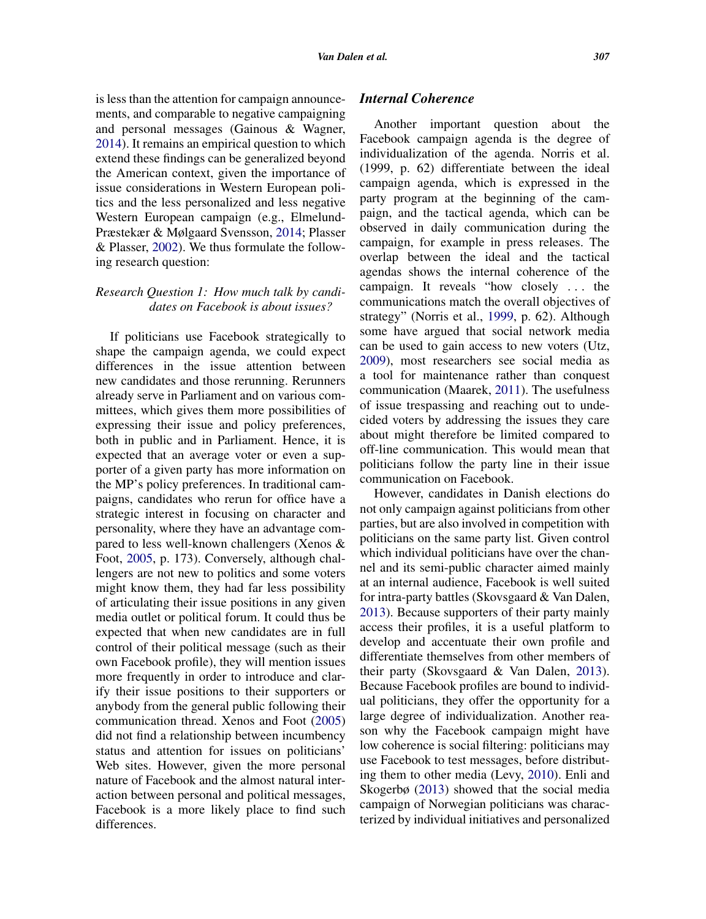is less than the attention for campaign announcements, and comparable to negative campaigning and personal messages (Gainous & Wagner, 2014). It remains an empirical question to which extend these findings can be generalized beyond the American context, given the importance of issue considerations in Western European politics and the less personalized and less negative Western European campaign (e.g., Elmelund-Præstekær & Mølgaard Svensson, 2014; Plasser & Plasser, 2002). We thus formulate the following research question:

*Research Question 1: How much talk by candidates on Facebook is about issues?*

If politicians use Facebook strategically to shape the campaign agenda, we could expect differences in the issue attention between new candidates and those rerunning. Rerunners already serve in Parliament and on various committees, which gives them more possibilities of expressing their issue and policy preferences, both in public and in Parliament. Hence, it is expected that an average voter or even a supporter of a given party has more information on the MP's policy preferences. In traditional campaigns, candidates who rerun for office have a strategic interest in focusing on character and personality, where they have an advantage compared to less well-known challengers (Xenos & Foot, 2005, p. 173). Conversely, although challengers are not new to politics and some voters might know them, they had far less possibility of articulating their issue positions in any given media outlet or political forum. It could thus be expected that when new candidates are in full control of their political message (such as their own Facebook profile), they will mention issues more frequently in order to introduce and clarify their issue positions to their supporters or anybody from the general public following their communication thread. Xenos and Foot (2005) did not find a relationship between incumbency status and attention for issues on politicians' Web sites. However, given the more personal nature of Facebook and the almost natural interaction between personal and political messages, Facebook is a more likely place to find such differences.

## Internal Coherence

Another important question about the Facebook campaign agenda is the degree of individualization of the agenda. Norris et al. (1999, p. 62) differentiate between the ideal campaign agenda, which is expressed in the party program at the beginning of the campaign, and the tactical agenda, which can be observed in daily communication during the campaign, for example in press releases. The overlap between the ideal and the tactical agendas shows the internal coherence of the campaign. It reveals "how closely . . . the communications match the overall objectives of strategy" (Norris et al., 1999, p. 62). Although some have argued that social network media can be used to gain access to new voters (Utz, 2009), most researchers see social media as a tool for maintenance rather than conquest communication (Maarek, 2011). The usefulness of issue trespassing and reaching out to undecided voters by addressing the issues they care about might therefore be limited compared to off-line communication. This would mean that politicians follow the party line in their issue communication on Facebook.

However, candidates in Danish elections do not only campaign against politicians from other parties, but are also involved in competition with politicians on the same party list. Given control which individual politicians have over the channel and its semi-public character aimed mainly at an internal audience, Facebook is well suited for intra-party battles (Skovsgaard & Van Dalen, 2013). Because supporters of their party mainly access their profiles, it is a useful platform to develop and accentuate their own profile and differentiate themselves from other members of their party (Skovsgaard & Van Dalen, 2013). Because Facebook profiles are bound to individual politicians, they offer the opportunity for a large degree of individualization. Another reason why the Facebook campaign might have low coherence is social filtering: politicians may use Facebook to test messages, before distributing them to other media (Levy, 2010). Enli and Skogerbø (2013) showed that the social media campaign of Norwegian politicians was characterized by individual initiatives and personalized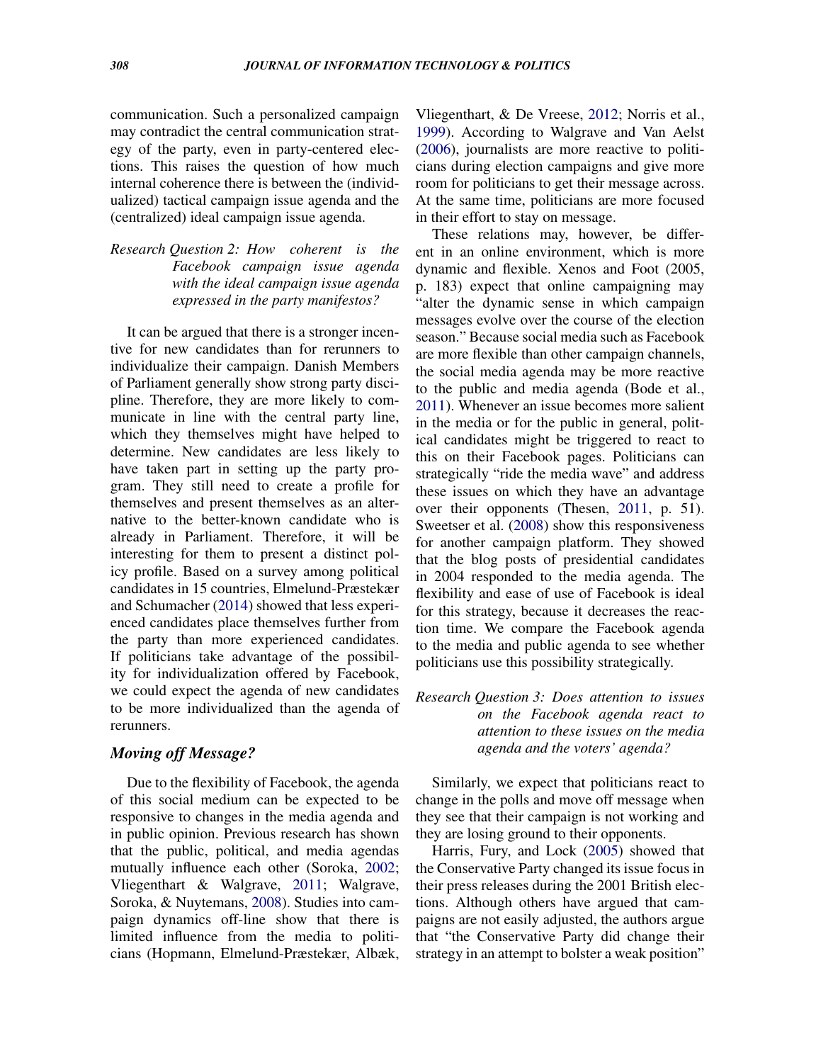communication. Such a personalized campaign may contradict the central communication strategy of the party, even in party-centered elections. This raises the question of how much internal coherence there is between the (individualized) tactical campaign issue agenda and the (centralized) ideal campaign issue agenda.

*Research Question 2: How coherent is the Facebook campaign issue agenda with the ideal campaign issue agenda expressed in the party manifestos?*

It can be argued that there is a stronger incentive for new candidates than for rerunners to individualize their campaign. Danish Members of Parliament generally show strong party discipline. Therefore, they are more likely to communicate in line with the central party line, which they themselves might have helped to determine. New candidates are less likely to have taken part in setting up the party program. They still need to create a profile for themselves and present themselves as an alternative to the better-known candidate who is already in Parliament. Therefore, it will be interesting for them to present a distinct policy profile. Based on a survey among political candidates in 15 countries, Elmelund-Præstekær and Schumacher (2014) showed that less experienced candidates place themselves further from the party than more experienced candidates. If politicians take advantage of the possibility for individualization offered by Facebook, we could expect the agenda of new candidates to be more individualized than the agenda of rerunners.

## *Moving off Message?*

Due to the flexibility of Facebook, the agenda of this social medium can be expected to be responsive to changes in the media agenda and in public opinion. Previous research has shown that the public, political, and media agendas mutually influence each other (Soroka, 2002; Vliegenthart & Walgrave, 2011; Walgrave, Soroka, & Nuytemans, 2008). Studies into campaign dynamics off-line show that there is limited influence from the media to politicians (Hopmann, Elmelund-Præstekær, Albæk, Vliegenthart, & De Vreese, 2012; Norris et al., 1999). According to Walgrave and Van Aelst (2006), journalists are more reactive to politicians during election campaigns and give more room for politicians to get their message across. At the same time, politicians are more focused in their effort to stay on message.

These relations may, however, be different in an online environment, which is more dynamic and flexible. Xenos and Foot (2005, p. 183) expect that online campaigning may "alter the dynamic sense in which campaign messages evolve over the course of the election season." Because social media such as Facebook are more flexible than other campaign channels, the social media agenda may be more reactive to the public and media agenda (Bode et al., 2011). Whenever an issue becomes more salient in the media or for the public in general, political candidates might be triggered to react to this on their Facebook pages. Politicians can strategically "ride the media wave" and address these issues on which they have an advantage over their opponents (Thesen, 2011, p. 51). Sweetser et al. (2008) show this responsiveness for another campaign platform. They showed that the blog posts of presidential candidates in 2004 responded to the media agenda. The flexibility and ease of use of Facebook is ideal for this strategy, because it decreases the reaction time. We compare the Facebook agenda to the media and public agenda to see whether politicians use this possibility strategically.

*Research Question 3: Does attention to issues on the Facebook agenda react to attention to these issues on the media agenda and the voters' agenda?*

Similarly, we expect that politicians react to change in the polls and move off message when they see that their campaign is not working and they are losing ground to their opponents.

Harris, Fury, and Lock (2005) showed that the Conservative Party changed its issue focus in their press releases during the 2001 British elections. Although others have argued that campaigns are not easily adjusted, the authors argue that "the Conservative Party did change their strategy in an attempt to bolster a weak position"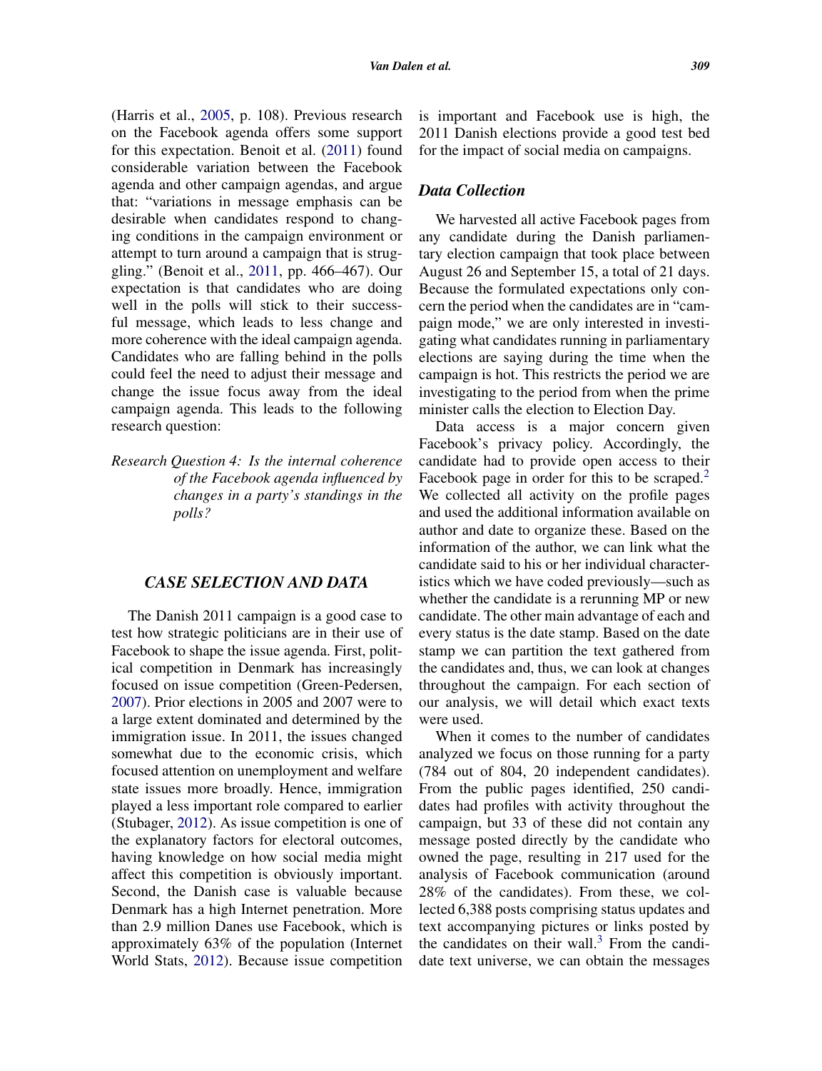(Harris et al., 2005, p. 108). Previous research on the Facebook agenda offers some support for this expectation. Benoit et al. (2011) found considerable variation between the Facebook agenda and other campaign agendas, and argue that: "variations in message emphasis can be desirable when candidates respond to changing conditions in the campaign environment or attempt to turn around a campaign that is struggling." (Benoit et al., 2011, pp. 466–467). Our expectation is that candidates who are doing well in the polls will stick to their successful message, which leads to less change and more coherence with the ideal campaign agenda. Candidates who are falling behind in the polls could feel the need to adjust their message and change the issue focus away from the ideal campaign agenda. This leads to the following research question:

*Research Question 4: Is the internal coherence of the Facebook agenda influenced by changes in a party's standings in the polls?*

## CASE SELECTION AND DATA

The Danish 2011 campaign is a good case to test how strategic politicians are in their use of Facebook to shape the issue agenda. First, political competition in Denmark has increasingly focused on issue competition (Green-Pedersen, 2007). Prior elections in 2005 and 2007 were to a large extent dominated and determined by the immigration issue. In 2011, the issues changed somewhat due to the economic crisis, which focused attention on unemployment and welfare state issues more broadly. Hence, immigration played a less important role compared to earlier (Stubager, 2012). As issue competition is one of the explanatory factors for electoral outcomes, having knowledge on how social media might affect this competition is obviously important. Second, the Danish case is valuable because Denmark has a high Internet penetration. More than 2.9 million Danes use Facebook, which is approximately 63% of the population (Internet World Stats, 2012). Because issue competition is important and Facebook use is high, the 2011 Danish elections provide a good test bed for the impact of social media on campaigns.

### Data Collection

We harvested all active Facebook pages from any candidate during the Danish parliamentary election campaign that took place between August 26 and September 15, a total of 21 days. Because the formulated expectations only concern the period when the candidates are in "campaign mode," we are only interested in investigating what candidates running in parliamentary elections are saying during the time when the campaign is hot. This restricts the period we are investigating to the period from when the prime minister calls the election to Election Day.

Data access is a major concern given Facebook's privacy policy. Accordingly, the candidate had to provide open access to their Facebook page in order for this to be scraped.[2] We collected all activity on the profile pages and used the additional information available on author and date to organize these. Based on the information of the author, we can link what the candidate said to his or her individual characteristics which we have coded previously—such as whether the candidate is a rerunning MP or new candidate. The other main advantage of each and every status is the date stamp. Based on the date stamp we can partition the text gathered from the candidates and, thus, we can look at changes throughout the campaign. For each section of our analysis, we will detail which exact texts were used.

When it comes to the number of candidates analyzed we focus on those running for a party (784 out of 804, 20 independent candidates). From the public pages identified, 250 candidates had profiles with activity throughout the campaign, but 33 of these did not contain any message posted directly by the candidate who owned the page, resulting in 217 used for the analysis of Facebook communication (around 28% of the candidates). From these, we collected 6,388 posts comprising status updates and text accompanying pictures or links posted by the candidates on their wall.[3] From the candidate text universe, we can obtain the messages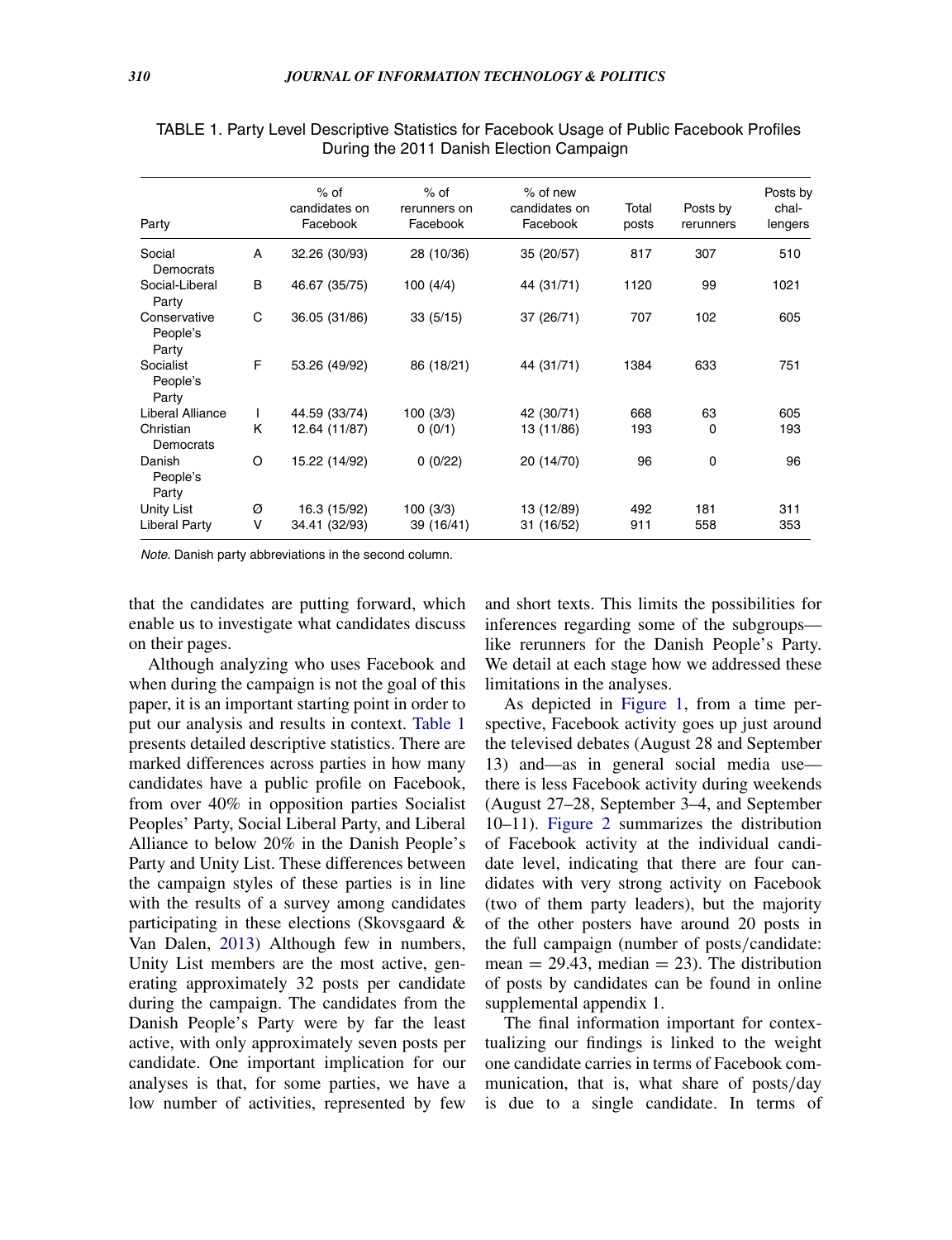TABLE 1. Party Level Descriptive Statistics for Facebook Usage of Public Facebook Profiles During the 2011 Danish Election Campaign

| Party | | % of candidates on Facebook | % of rerunners on Facebook | % of new candidates on Facebook | Total posts | Posts by rerunners | Posts by challengers |
|---|---|---|---|---|---|---|---|
| Social Democrats | A | 32.26 (30/93) | 28 (10/36) | 35 (20/57) | 817 | 307 | 510 |
| Social-Liberal Party | B | 46.67 (35/75) | 100 (4/4) | 44 (31/71) | 1120 | 99 | 1021 |
| Conservative People's Party | C | 36.05 (31/86) | 33 (5/15) | 37 (26/71) | 707 | 102 | 605 |
| Socialist People's Party | F | 53.26 (49/92) | 86 (18/21) | 44 (31/71) | 1384 | 633 | 751 |
| Liberal Alliance | I | 44.59 (33/74) | 100 (3/3) | 42 (30/71) | 668 | 63 | 605 |
| Christian Democrats | K | 12.64 (11/87) | 0 (0/1) | 13 (11/86) | 193 | 0 | 193 |
| Danish People's Party | O | 15.22 (14/92) | 0 (0/22) | 20 (14/70) | 96 | 0 | 96 |
| Unity List | Ø | 16.3 (15/92) | 100 (3/3) | 13 (12/89) | 492 | 181 | 311 |
| Liberal Party | V | 34.41 (32/93) | 39 (16/41) | 31 (16/52) | 911 | 558 | 353 |

*Note.* Danish party abbreviations in the second column.

that the candidates are putting forward, which enable us to investigate what candidates discuss on their pages.

Although analyzing who uses Facebook and when during the campaign is not the goal of this paper, it is an important starting point in order to put our analysis and results in context. Table 1 presents detailed descriptive statistics. There are marked differences across parties in how many candidates have a public profile on Facebook, from over 40% in opposition parties Socialist Peoples' Party, Social Liberal Party, and Liberal Alliance to below 20% in the Danish People's Party and Unity List. These differences between the campaign styles of these parties is in line with the results of a survey among candidates participating in these elections (Skovsgaard & Van Dalen, 2013) Although few in numbers, Unity List members are the most active, generating approximately 32 posts per candidate during the campaign. The candidates from the Danish People's Party were by far the least active, with only approximately seven posts per candidate. One important implication for our analyses is that, for some parties, we have a low number of activities, represented by few and short texts. This limits the possibilities for inferences regarding some of the subgroups—like rerunners for the Danish People's Party. We detail at each stage how we addressed these limitations in the analyses.

As depicted in Figure 1, from a time perspective, Facebook activity goes up just around the televised debates (August 28 and September 13) and—as in general social media use—there is less Facebook activity during weekends (August 27–28, September 3–4, and September 10–11). Figure 2 summarizes the distribution of Facebook activity at the individual candidate level, indicating that there are four candidates with very strong activity on Facebook (two of them party leaders), but the majority of the other posters have around 20 posts in the full campaign (number of posts/candidate: mean = 29.43, median = 23). The distribution of posts by candidates can be found in online supplemental appendix 1.

The final information important for contextualizing our findings is linked to the weight one candidate carries in terms of Facebook communication, that is, what share of posts/day is due to a single candidate. In terms of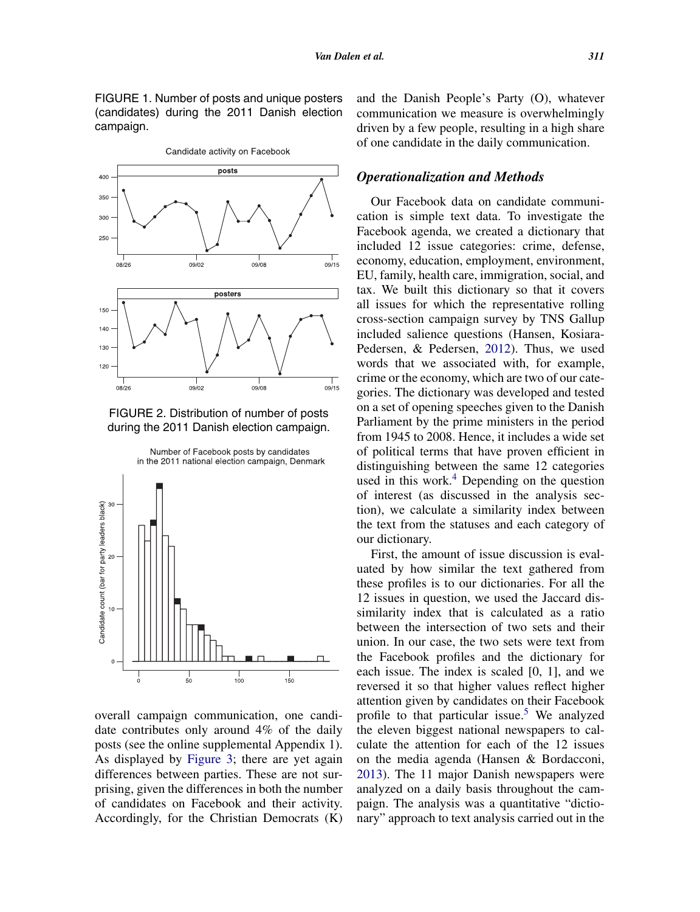FIGURE 1. Number of posts and unique posters (candidates) during the 2011 Danish election campaign.

FIGURE 2. Distribution of number of posts during the 2011 Danish election campaign.

overall campaign communication, one candidate contributes only around 4% of the daily posts (see the online supplemental Appendix 1). As displayed by Figure 3; there are yet again differences between parties. These are not surprising, given the differences in both the number of candidates on Facebook and their activity. Accordingly, for the Christian Democrats (K) and the Danish People's Party (O), whatever communication we measure is overwhelmingly driven by a few people, resulting in a high share of one candidate in the daily communication.

## *Operationalization and Methods*

Our Facebook data on candidate communication is simple text data. To investigate the Facebook agenda, we created a dictionary that included 12 issue categories: crime, defense, economy, education, employment, environment, EU, family, health care, immigration, social, and tax. We built this dictionary so that it covers all issues for which the representative rolling cross-section campaign survey by TNS Gallup included salience questions (Hansen, Kosiara-Pedersen, & Pedersen, 2012). Thus, we used words that we associated with, for example, crime or the economy, which are two of our categories. The dictionary was developed and tested on a set of opening speeches given to the Danish Parliament by the prime ministers in the period from 1945 to 2008. Hence, it includes a wide set of political terms that have proven efficient in distinguishing between the same 12 categories used in this work.[4] Depending on the question of interest (as discussed in the analysis section), we calculate a similarity index between the text from the statuses and each category of our dictionary.

First, the amount of issue discussion is evaluated by how similar the text gathered from these profiles is to our dictionaries. For all the 12 issues in question, we used the Jaccard dissimilarity index that is calculated as a ratio between the intersection of two sets and their union. In our case, the two sets were text from the Facebook profiles and the dictionary for each issue. The index is scaled [0, 1], and we reversed it so that higher values reflect higher attention given by candidates on their Facebook profile to that particular issue.[5] We analyzed the eleven biggest national newspapers to calculate the attention for each of the 12 issues on the media agenda (Hansen & Bordacconi, 2013). The 11 major Danish newspapers were analyzed on a daily basis throughout the campaign. The analysis was a quantitative "dictionary" approach to text analysis carried out in the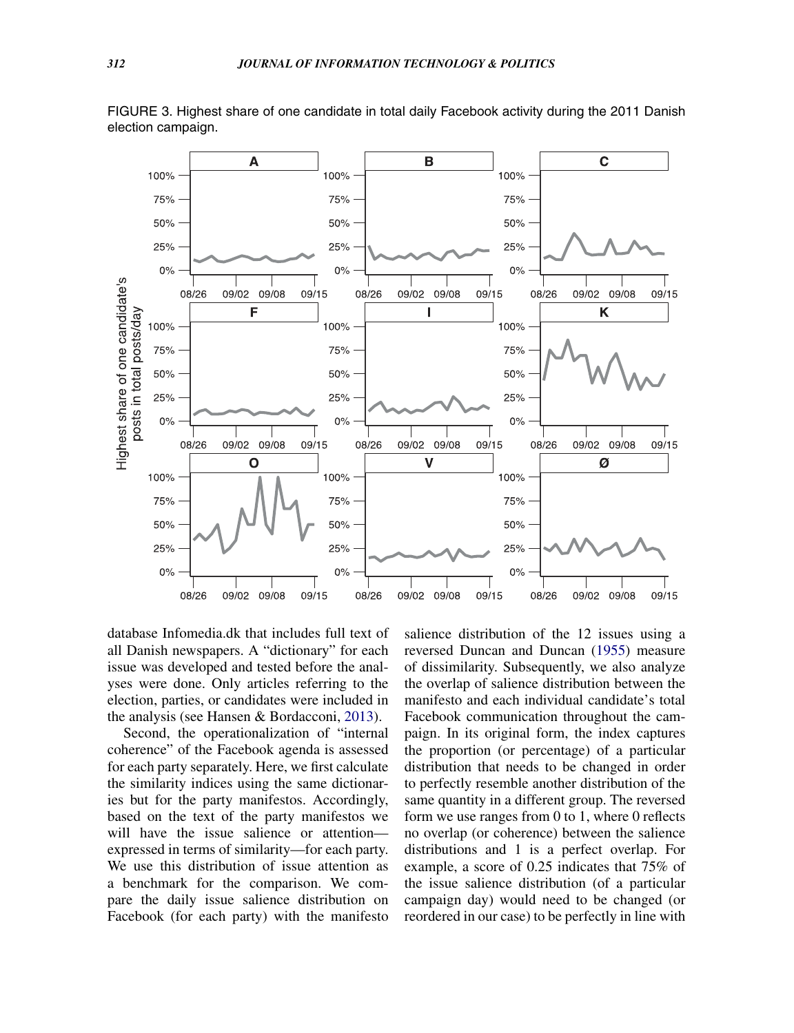FIGURE 3. Highest share of one candidate in total daily Facebook activity during the 2011 Danish election campaign.

database Infomedia.dk that includes full text of all Danish newspapers. A "dictionary" for each issue was developed and tested before the analyses were done. Only articles referring to the election, parties, or candidates were included in the analysis (see Hansen & Bordacconi, 2013).

Second, the operationalization of "internal coherence" of the Facebook agenda is assessed for each party separately. Here, we first calculate the similarity indices using the same dictionaries but for the party manifestos. Accordingly, based on the text of the party manifestos we will have the issue salience or attention—expressed in terms of similarity—for each party. We use this distribution of issue attention as a benchmark for the comparison. We compare the daily issue salience distribution on Facebook (for each party) with the manifesto salience distribution of the 12 issues using a reversed Duncan and Duncan (1955) measure of dissimilarity. Subsequently, we also analyze the overlap of salience distribution between the manifesto and each individual candidate's total Facebook communication throughout the campaign. In its original form, the index captures the proportion (or percentage) of a particular distribution that needs to be changed in order to perfectly resemble another distribution of the same quantity in a different group. The reversed form we use ranges from 0 to 1, where 0 reflects no overlap (or coherence) between the salience distributions and 1 is a perfect overlap. For example, a score of 0.25 indicates that 75% of the issue salience distribution (of a particular campaign day) would need to be changed (or reordered in our case) to be perfectly in line with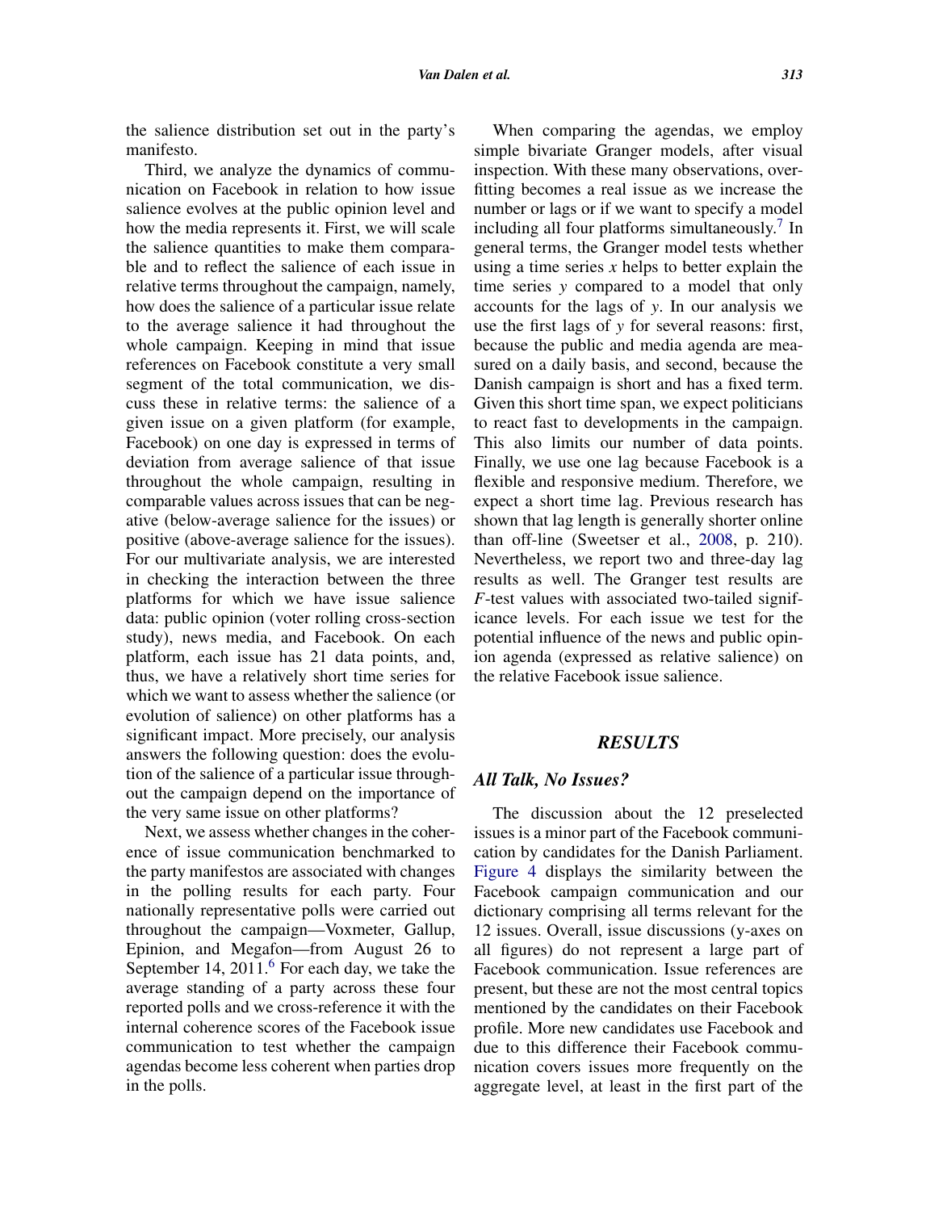the salience distribution set out in the party's manifesto.

Third, we analyze the dynamics of communication on Facebook in relation to how issue salience evolves at the public opinion level and how the media represents it. First, we will scale the salience quantities to make them comparable and to reflect the salience of each issue in relative terms throughout the campaign, namely, how does the salience of a particular issue relate to the average salience it had throughout the whole campaign. Keeping in mind that issue references on Facebook constitute a very small segment of the total communication, we discuss these in relative terms: the salience of a given issue on a given platform (for example, Facebook) on one day is expressed in terms of deviation from average salience of that issue throughout the whole campaign, resulting in comparable values across issues that can be negative (below-average salience for the issues) or positive (above-average salience for the issues). For our multivariate analysis, we are interested in checking the interaction between the three platforms for which we have issue salience data: public opinion (voter rolling cross-section study), news media, and Facebook. On each platform, each issue has 21 data points, and, thus, we have a relatively short time series for which we want to assess whether the salience (or evolution of salience) on other platforms has a significant impact. More precisely, our analysis answers the following question: does the evolution of the salience of a particular issue throughout the campaign depend on the importance of the very same issue on other platforms?

Next, we assess whether changes in the coherence of issue communication benchmarked to the party manifestos are associated with changes in the polling results for each party. Four nationally representative polls were carried out throughout the campaign—Voxmeter, Gallup, Epinion, and Megafon—from August 26 to September 14, 2011.[6] For each day, we take the average standing of a party across these four reported polls and we cross-reference it with the internal coherence scores of the Facebook issue communication to test whether the campaign agendas become less coherent when parties drop in the polls.

When comparing the agendas, we employ simple bivariate Granger models, after visual inspection. With these many observations, overfitting becomes a real issue as we increase the number or lags or if we want to specify a model including all four platforms simultaneously.[7] In general terms, the Granger model tests whether using a time series $x$ helps to better explain the time series $y$ compared to a model that only accounts for the lags of $y$. In our analysis we use the first lags of $y$ for several reasons: first, because the public and media agenda are measured on a daily basis, and second, because the Danish campaign is short and has a fixed term. Given this short time span, we expect politicians to react fast to developments in the campaign. This also limits our number of data points. Finally, we use one lag because Facebook is a flexible and responsive medium. Therefore, we expect a short time lag. Previous research has shown that lag length is generally shorter online than off-line (Sweetser et al., 2008, p. 210). Nevertheless, we report two and three-day lag results as well. The Granger test results are $F$-test values with associated two-tailed significance levels. For each issue we test for the potential influence of the news and public opinion agenda (expressed as relative salience) on the relative Facebook issue salience.

## RESULTS

### *All Talk, No Issues?*

The discussion about the 12 preselected issues is a minor part of the Facebook communication by candidates for the Danish Parliament. Figure 4 displays the similarity between the Facebook campaign communication and our dictionary comprising all terms relevant for the 12 issues. Overall, issue discussions (y-axes on all figures) do not represent a large part of Facebook communication. Issue references are present, but these are not the most central topics mentioned by the candidates on their Facebook profile. More new candidates use Facebook and due to this difference their Facebook communication covers issues more frequently on the aggregate level, at least in the first part of the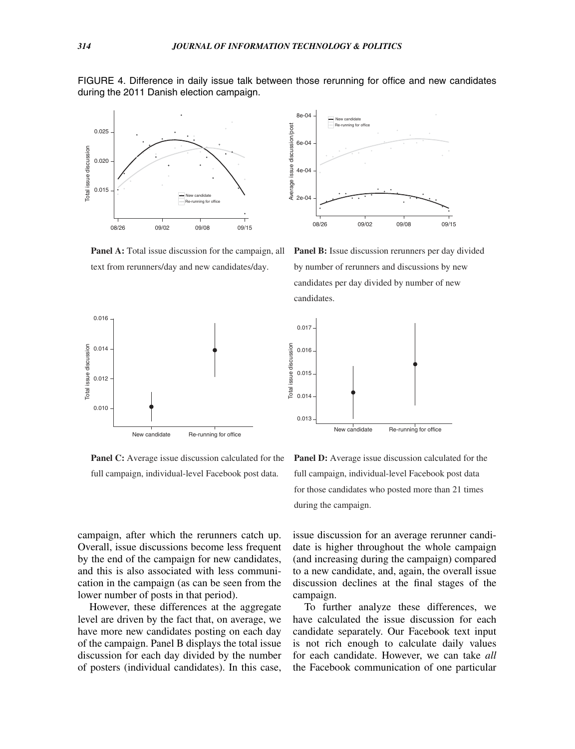FIGURE 4. Difference in daily issue talk between those rerunning for office and new candidates during the 2011 Danish election campaign.

**Panel A:** Total issue discussion for the campaign, all text from rerunners/day and new candidates/day.

**Panel B:** Issue discussion rerunners per day divided by number of rerunners and discussions by new candidates per day divided by number of new candidates.

**Panel C:** Average issue discussion calculated for the full campaign, individual-level Facebook post data.

**Panel D:** Average issue discussion calculated for the full campaign, individual-level Facebook post data for those candidates who posted more than 21 times during the campaign.

campaign, after which the rerunners catch up. Overall, issue discussions become less frequent by the end of the campaign for new candidates, and this is also associated with less communication in the campaign (as can be seen from the lower number of posts in that period).

However, these differences at the aggregate level are driven by the fact that, on average, we have more new candidates posting on each day of the campaign. Panel B displays the total issue discussion for each day divided by the number of posters (individual candidates). In this case, issue discussion for an average rerunner candidate is higher throughout the whole campaign (and increasing during the campaign) compared to a new candidate, and, again, the overall issue discussion declines at the final stages of the campaign.

To further analyze these differences, we have calculated the issue discussion for each candidate separately. Our Facebook text input is not rich enough to calculate daily values for each candidate. However, we can take *all* the Facebook communication of one particular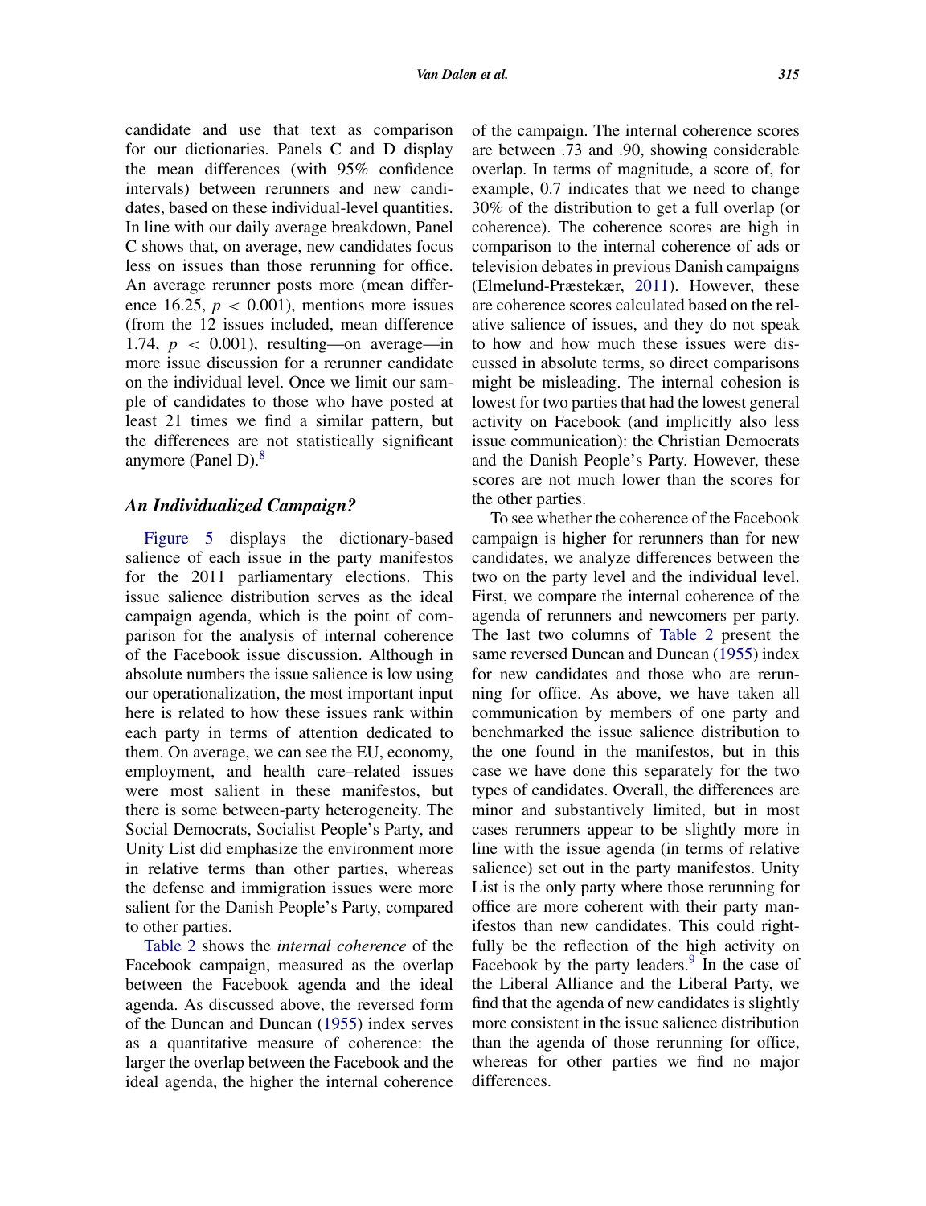candidate and use that text as comparison for our dictionaries. Panels C and D display the mean differences (with 95% confidence intervals) between rerunners and new candidates, based on these individual-level quantities. In line with our daily average breakdown, Panel C shows that, on average, new candidates focus less on issues than those rerunning for office. An average rerunner posts more (mean difference 16.25, $p < 0.001$), mentions more issues (from the 12 issues included, mean difference 1.74, $p < 0.001$), resulting—on average—in more issue discussion for a rerunner candidate on the individual level. Once we limit our sample of candidates to those who have posted at least 21 times we find a similar pattern, but the differences are not statistically significant anymore (Panel D).[8]

### An Individualized Campaign?

Figure 5 displays the dictionary-based salience of each issue in the party manifestos for the 2011 parliamentary elections. This issue salience distribution serves as the ideal campaign agenda, which is the point of comparison for the analysis of internal coherence of the Facebook issue discussion. Although in absolute numbers the issue salience is low using our operationalization, the most important input here is related to how these issues rank within each party in terms of attention dedicated to them. On average, we can see the EU, economy, employment, and health care–related issues were most salient in these manifestos, but there is some between-party heterogeneity. The Social Democrats, Socialist People's Party, and Unity List did emphasize the environment more in relative terms than other parties, whereas the defense and immigration issues were more salient for the Danish People's Party, compared to other parties.

Table 2 shows the *internal coherence* of the Facebook campaign, measured as the overlap between the Facebook agenda and the ideal agenda. As discussed above, the reversed form of the Duncan and Duncan (1955) index serves as a quantitative measure of coherence: the larger the overlap between the Facebook and the ideal agenda, the higher the internal coherence of the campaign. The internal coherence scores are between .73 and .90, showing considerable overlap. In terms of magnitude, a score of, for example, 0.7 indicates that we need to change 30% of the distribution to get a full overlap (or coherence). The coherence scores are high in comparison to the internal coherence of ads or television debates in previous Danish campaigns (Elmelund-Præstekær, 2011). However, these are coherence scores calculated based on the relative salience of issues, and they do not speak to how and how much these issues were discussed in absolute terms, so direct comparisons might be misleading. The internal cohesion is lowest for two parties that had the lowest general activity on Facebook (and implicitly also less issue communication): the Christian Democrats and the Danish People's Party. However, these scores are not much lower than the scores for the other parties.

To see whether the coherence of the Facebook campaign is higher for rerunners than for new candidates, we analyze differences between the two on the party level and the individual level. First, we compare the internal coherence of the agenda of rerunners and newcomers per party. The last two columns of Table 2 present the same reversed Duncan and Duncan (1955) index for new candidates and those who are rerunning for office. As above, we have taken all communication by members of one party and benchmarked the issue salience distribution to the one found in the manifestos, but in this case we have done this separately for the two types of candidates. Overall, the differences are minor and substantively limited, but in most cases rerunners appear to be slightly more in line with the issue agenda (in terms of relative salience) set out in the party manifestos. Unity List is the only party where those rerunning for office are more coherent with their party manifestos than new candidates. This could rightfully be the reflection of the high activity on Facebook by the party leaders.[9] In the case of the Liberal Alliance and the Liberal Party, we find that the agenda of new candidates is slightly more consistent in the issue salience distribution than the agenda of those rerunning for office, whereas for other parties we find no major differences.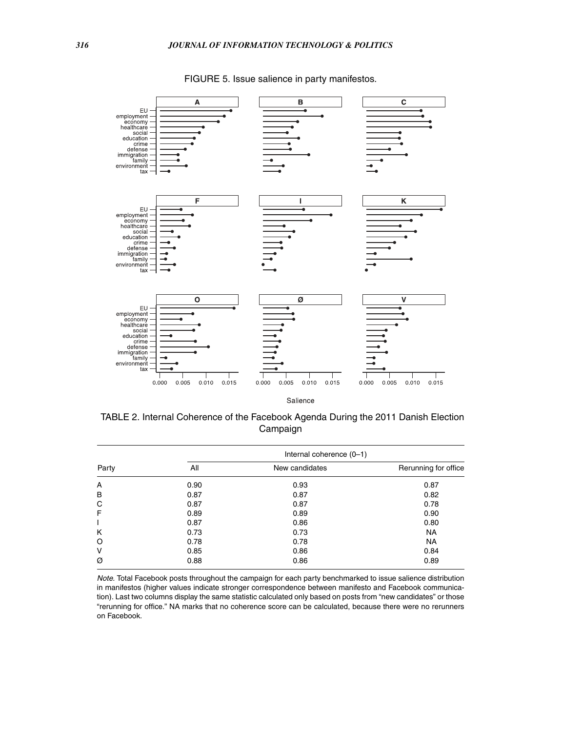FIGURE 5. Issue salience in party manifestos.

TABLE 2. Internal Coherence of the Facebook Agenda During the 2011 Danish Election Campaign

| Party | Internal coherence (0–1) | | |
|---|---|---|---|
| | All | New candidates | Rerunning for office |
| A | 0.90 | 0.93 | 0.87 |
| B | 0.87 | 0.87 | 0.82 |
| C | 0.87 | 0.87 | 0.78 |
| F | 0.89 | 0.89 | 0.90 |
| I | 0.87 | 0.86 | 0.80 |
| K | 0.73 | 0.73 | NA |
| O | 0.78 | 0.78 | NA |
| V | 0.85 | 0.86 | 0.84 |
| Ø | 0.88 | 0.86 | 0.89 |

*Note.* Total Facebook posts throughout the campaign for each party benchmarked to issue salience distribution in manifestos (higher values indicate stronger correspondence between manifesto and Facebook communication). Last two columns display the same statistic calculated only based on posts from "new candidates" or those "rerunning for office." NA marks that no coherence score can be calculated, because there were no rerunners on Facebook.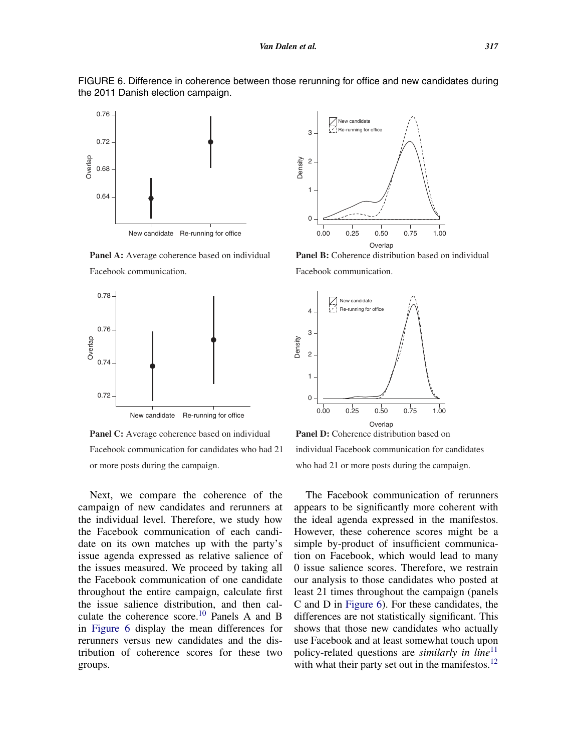FIGURE 6. Difference in coherence between those rerunning for office and new candidates during the 2011 Danish election campaign.

**Panel A:** Average coherence based on individual Facebook communication.

**Panel B:** Coherence distribution based on individual Facebook communication.

**Panel C:** Average coherence based on individual Facebook communication for candidates who had 21 or more posts during the campaign.

**Panel D:** Coherence distribution based on individual Facebook communication for candidates who had 21 or more posts during the campaign.

Next, we compare the coherence of the campaign of new candidates and rerunners at the individual level. Therefore, we study how the Facebook communication of each candidate on its own matches up with the party's issue agenda expressed as relative salience of the issues measured. We proceed by taking all the Facebook communication of one candidate throughout the entire campaign, calculate first the issue salience distribution, and then calculate the coherence score.[10] Panels A and B in Figure 6 display the mean differences for rerunners versus new candidates and the distribution of coherence scores for these two groups.

The Facebook communication of rerunners appears to be significantly more coherent with the ideal agenda expressed in the manifestos. However, these coherence scores might be a simple by-product of insufficient communication on Facebook, which would lead to many 0 issue salience scores. Therefore, we restrain our analysis to those candidates who posted at least 21 times throughout the campaign (panels C and D in Figure 6). For these candidates, the differences are not statistically significant. This shows that those new candidates who actually use Facebook and at least somewhat touch upon policy-related questions are *similarly in line*[11] with what their party set out in the manifestos.[12]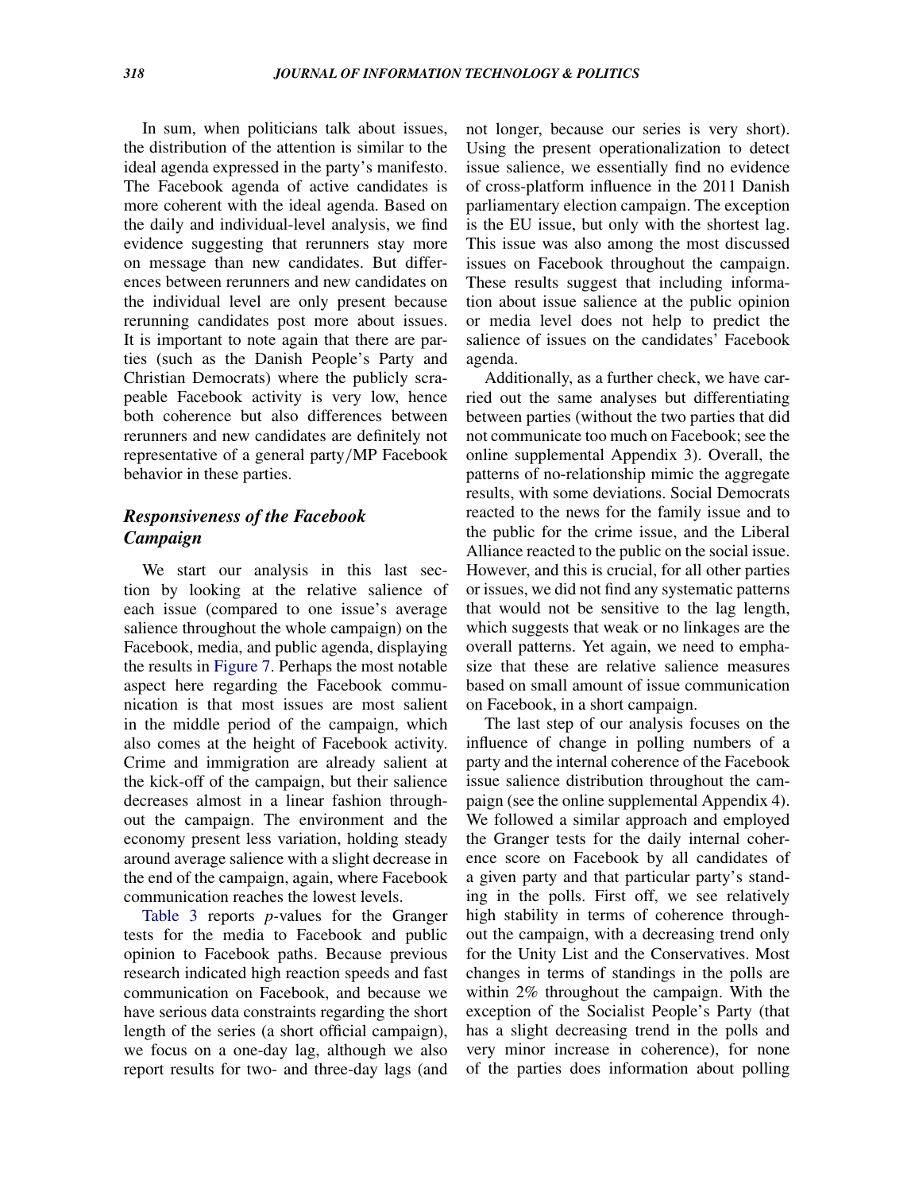In sum, when politicians talk about issues, the distribution of the attention is similar to the ideal agenda expressed in the party's manifesto. The Facebook agenda of active candidates is more coherent with the ideal agenda. Based on the daily and individual-level analysis, we find evidence suggesting that rerunners stay more on message than new candidates. But differences between rerunners and new candidates on the individual level are only present because rerunning candidates post more about issues. It is important to note again that there are parties (such as the Danish People's Party and Christian Democrats) where the publicly scrapeable Facebook activity is very low, hence both coherence but also differences between rerunners and new candidates are definitely not representative of a general party/MP Facebook behavior in these parties.

### Responsiveness of the Facebook Campaign

We start our analysis in this last section by looking at the relative salience of each issue (compared to one issue's average salience throughout the whole campaign) on the Facebook, media, and public agenda, displaying the results in Figure 7. Perhaps the most notable aspect here regarding the Facebook communication is that most issues are most salient in the middle period of the campaign, which also comes at the height of Facebook activity. Crime and immigration are already salient at the kick-off of the campaign, but their salience decreases almost in a linear fashion throughout the campaign. The environment and the economy present less variation, holding steady around average salience with a slight decrease in the end of the campaign, again, where Facebook communication reaches the lowest levels.

Table 3 reports *p*-values for the Granger tests for the media to Facebook and public opinion to Facebook paths. Because previous research indicated high reaction speeds and fast communication on Facebook, and because we have serious data constraints regarding the short length of the series (a short official campaign), we focus on a one-day lag, although we also report results for two- and three-day lags (and not longer, because our series is very short). Using the present operationalization to detect issue salience, we essentially find no evidence of cross-platform influence in the 2011 Danish parliamentary election campaign. The exception is the EU issue, but only with the shortest lag. This issue was also among the most discussed issues on Facebook throughout the campaign. These results suggest that including information about issue salience at the public opinion or media level does not help to predict the salience of issues on the candidates' Facebook agenda.

Additionally, as a further check, we have carried out the same analyses but differentiating between parties (without the two parties that did not communicate too much on Facebook; see the online supplemental Appendix 3). Overall, the patterns of no-relationship mimic the aggregate results, with some deviations. Social Democrats reacted to the news for the family issue and to the public for the crime issue, and the Liberal Alliance reacted to the public on the social issue. However, and this is crucial, for all other parties or issues, we did not find any systematic patterns that would not be sensitive to the lag length, which suggests that weak or no linkages are the overall patterns. Yet again, we need to emphasize that these are relative salience measures based on small amount of issue communication on Facebook, in a short campaign.

The last step of our analysis focuses on the influence of change in polling numbers of a party and the internal coherence of the Facebook issue salience distribution throughout the campaign (see the online supplemental Appendix 4). We followed a similar approach and employed the Granger tests for the daily internal coherence score on Facebook by all candidates of a given party and that particular party's standing in the polls. First off, we see relatively high stability in terms of coherence throughout the campaign, with a decreasing trend only for the Unity List and the Conservatives. Most changes in terms of standings in the polls are within 2% throughout the campaign. With the exception of the Socialist People's Party (that has a slight decreasing trend in the polls and very minor increase in coherence), for none of the parties does information about polling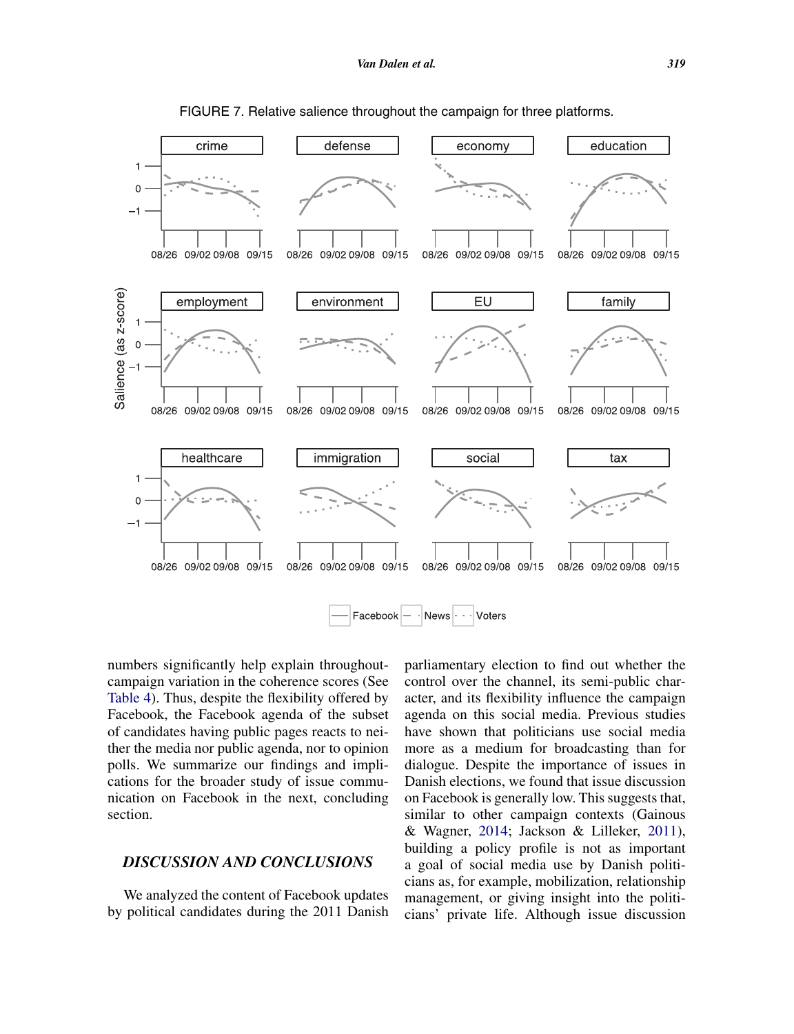FIGURE 7. Relative salience throughout the campaign for three platforms.

numbers significantly help explain throughout-campaign variation in the coherence scores (See Table 4). Thus, despite the flexibility offered by Facebook, the Facebook agenda of the subset of candidates having public pages reacts to neither the media nor public agenda, nor to opinion polls. We summarize our findings and implications for the broader study of issue communication on Facebook in the next, concluding section.

## *DISCUSSION AND CONCLUSIONS*

We analyzed the content of Facebook updates by political candidates during the 2011 Danish parliamentary election to find out whether the control over the channel, its semi-public character, and its flexibility influence the campaign agenda on this social media. Previous studies have shown that politicians use social media more as a medium for broadcasting than for dialogue. Despite the importance of issues in Danish elections, we found that issue discussion on Facebook is generally low. This suggests that, similar to other campaign contexts (Gainous & Wagner, 2014; Jackson & Lilleker, 2011), building a policy profile is not as important a goal of social media use by Danish politicians as, for example, mobilization, relationship management, or giving insight into the politicians' private life. Although issue discussion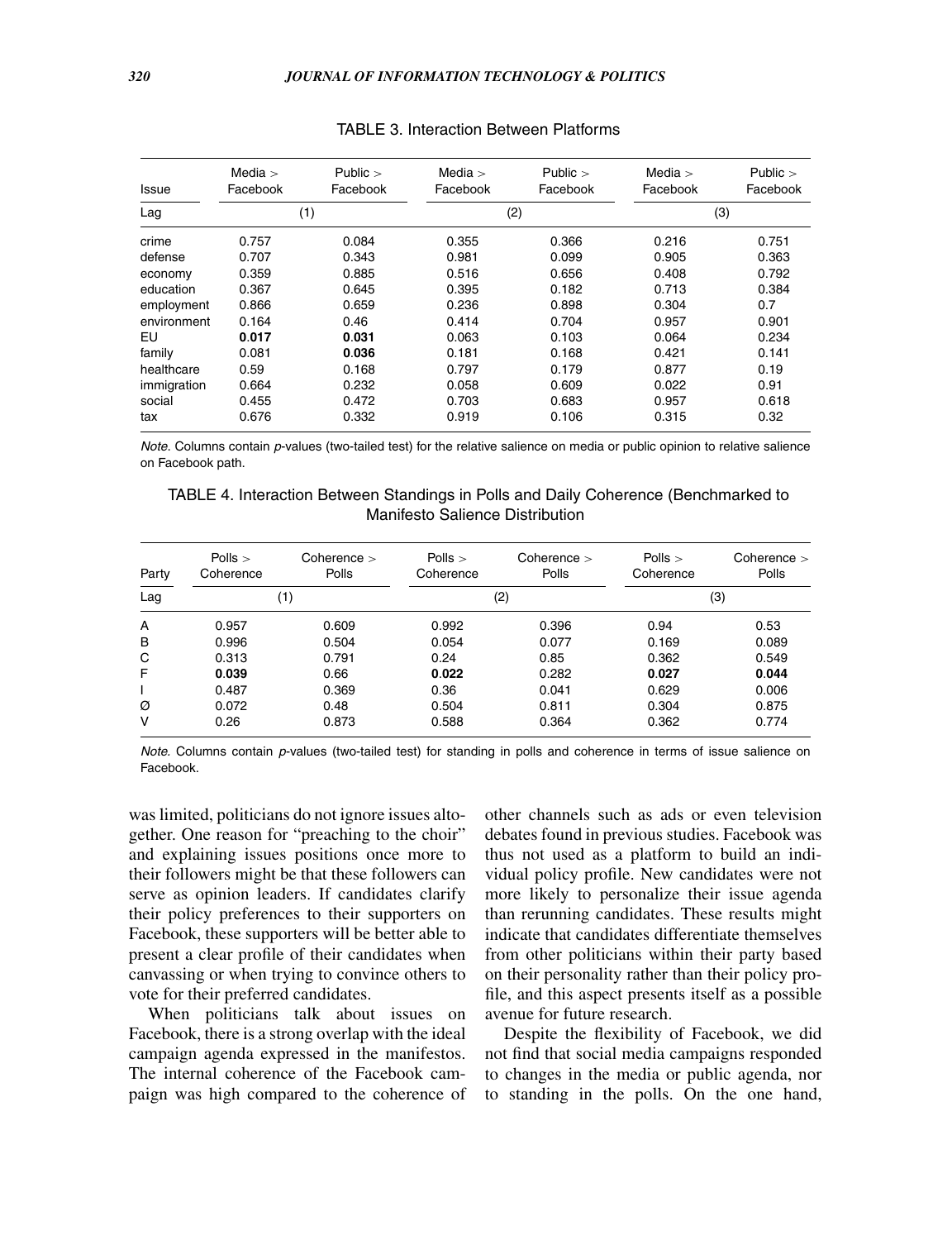TABLE 3. Interaction Between Platforms

| Issue | Media > Facebook | Public > Facebook | Media > Facebook | Public > Facebook | Media > Facebook | Public > Facebook |
|---|---|---|---|---|---|---|
| Lag | (1) | | (2) | | (3) | |
| crime | 0.757 | 0.084 | 0.355 | 0.366 | 0.216 | 0.751 |
| defense | 0.707 | 0.343 | 0.981 | 0.099 | 0.905 | 0.363 |
| economy | 0.359 | 0.885 | 0.516 | 0.656 | 0.408 | 0.792 |
| education | 0.367 | 0.645 | 0.395 | 0.182 | 0.713 | 0.384 |
| employment | 0.866 | 0.659 | 0.236 | 0.898 | 0.304 | 0.7 |
| environment | 0.164 | 0.46 | 0.414 | 0.704 | 0.957 | 0.901 |
| EU | **0.017** | **0.031** | 0.063 | 0.103 | 0.064 | 0.234 |
| family | 0.081 | **0.036** | 0.181 | 0.168 | 0.421 | 0.141 |
| healthcare | 0.59 | 0.168 | 0.797 | 0.179 | 0.877 | 0.19 |
| immigration | 0.664 | 0.232 | 0.058 | 0.609 | 0.022 | 0.91 |
| social | 0.455 | 0.472 | 0.703 | 0.683 | 0.957 | 0.618 |
| tax | 0.676 | 0.332 | 0.919 | 0.106 | 0.315 | 0.32 |

*Note.* Columns contain *p*-values (two-tailed test) for the relative salience on media or public opinion to relative salience on Facebook path.

TABLE 4. Interaction Between Standings in Polls and Daily Coherence (Benchmarked to Manifesto Salience Distribution

| Party | Polls > Coherence | Coherence > Polls | Polls > Coherence | Coherence > Polls | Polls > Coherence | Coherence > Polls |
|---|---|---|---|---|---|---|
| Lag | (1) | | (2) | | (3) | |
| A | 0.957 | 0.609 | 0.992 | 0.396 | 0.94 | 0.53 |
| B | 0.996 | 0.504 | 0.054 | 0.077 | 0.169 | 0.089 |
| C | 0.313 | 0.791 | 0.24 | 0.85 | 0.362 | 0.549 |
| F | **0.039** | 0.66 | **0.022** | 0.282 | **0.027** | **0.044** |
| I | 0.487 | 0.369 | 0.36 | 0.041 | 0.629 | 0.006 |
| Ø | 0.072 | 0.48 | 0.504 | 0.811 | 0.304 | 0.875 |
| V | 0.26 | 0.873 | 0.588 | 0.364 | 0.362 | 0.774 |

*Note.* Columns contain *p*-values (two-tailed test) for standing in polls and coherence in terms of issue salience on Facebook.

was limited, politicians do not ignore issues altogether. One reason for "preaching to the choir" and explaining issues positions once more to their followers might be that these followers can serve as opinion leaders. If candidates clarify their policy preferences to their supporters on Facebook, these supporters will be better able to present a clear profile of their candidates when canvassing or when trying to convince others to vote for their preferred candidates.

When politicians talk about issues on Facebook, there is a strong overlap with the ideal campaign agenda expressed in the manifestos. The internal coherence of the Facebook campaign was high compared to the coherence of other channels such as ads or even television debates found in previous studies. Facebook was thus not used as a platform to build an individual policy profile. New candidates were not more likely to personalize their issue agenda than rerunning candidates. These results might indicate that candidates differentiate themselves from other politicians within their party based on their personality rather than their policy profile, and this aspect presents itself as a possible avenue for future research.

Despite the flexibility of Facebook, we did not find that social media campaigns responded to changes in the media or public agenda, nor to standing in the polls. On the one hand,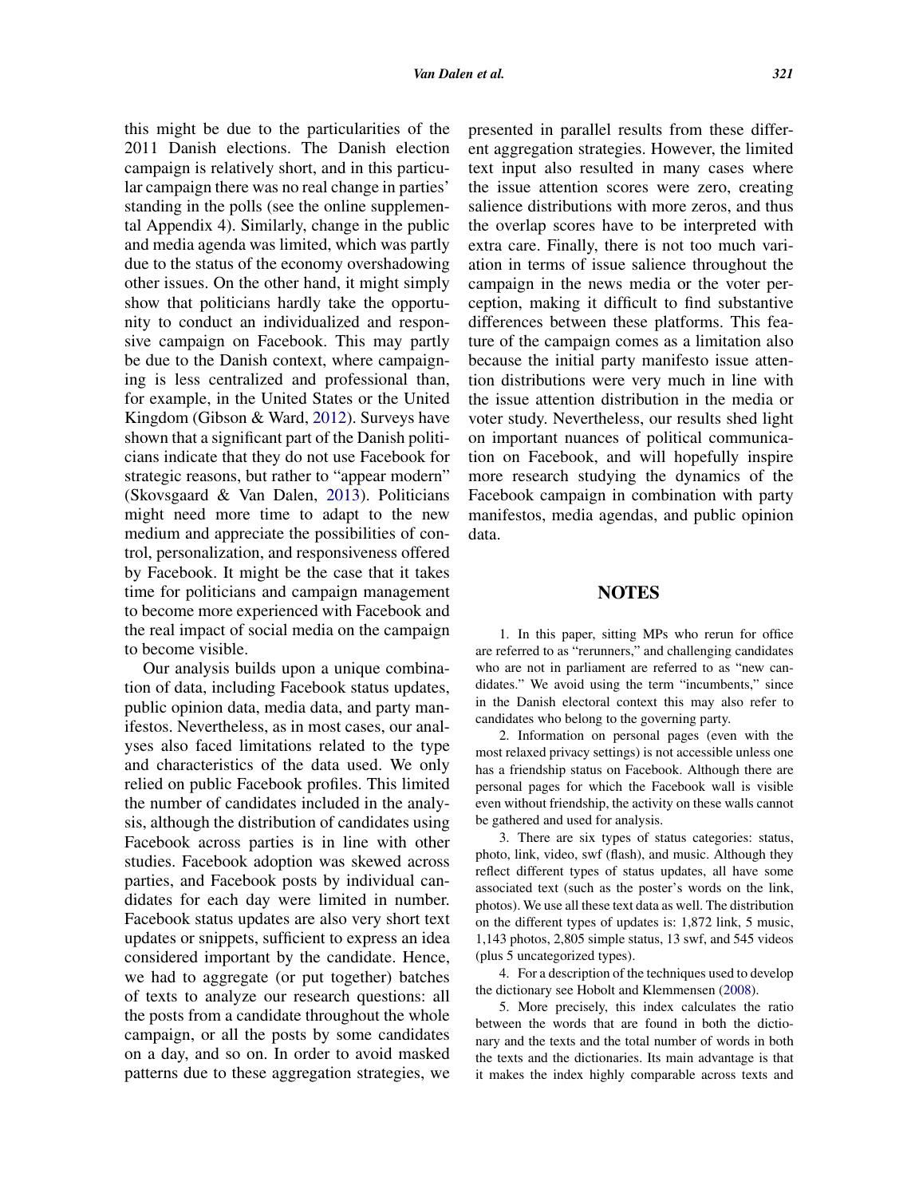this might be due to the particularities of the 2011 Danish elections. The Danish election campaign is relatively short, and in this particular campaign there was no real change in parties' standing in the polls (see the online supplemental Appendix 4). Similarly, change in the public and media agenda was limited, which was partly due to the status of the economy overshadowing other issues. On the other hand, it might simply show that politicians hardly take the opportunity to conduct an individualized and responsive campaign on Facebook. This may partly be due to the Danish context, where campaigning is less centralized and professional than, for example, in the United States or the United Kingdom (Gibson & Ward, 2012). Surveys have shown that a significant part of the Danish politicians indicate that they do not use Facebook for strategic reasons, but rather to "appear modern" (Skovsgaard & Van Dalen, 2013). Politicians might need more time to adapt to the new medium and appreciate the possibilities of control, personalization, and responsiveness offered by Facebook. It might be the case that it takes time for politicians and campaign management to become more experienced with Facebook and the real impact of social media on the campaign to become visible.

Our analysis builds upon a unique combination of data, including Facebook status updates, public opinion data, media data, and party manifestos. Nevertheless, as in most cases, our analyses also faced limitations related to the type and characteristics of the data used. We only relied on public Facebook profiles. This limited the number of candidates included in the analysis, although the distribution of candidates using Facebook across parties is in line with other studies. Facebook adoption was skewed across parties, and Facebook posts by individual candidates for each day were limited in number. Facebook status updates are also very short text updates or snippets, sufficient to express an idea considered important by the candidate. Hence, we had to aggregate (or put together) batches of texts to analyze our research questions: all the posts from a candidate throughout the whole campaign, or all the posts by some candidates on a day, and so on. In order to avoid masked patterns due to these aggregation strategies, we presented in parallel results from these different aggregation strategies. However, the limited text input also resulted in many cases where the issue attention scores were zero, creating salience distributions with more zeros, and thus the overlap scores have to be interpreted with extra care. Finally, there is not too much variation in terms of issue salience throughout the campaign in the news media or the voter perception, making it difficult to find substantive differences between these platforms. This feature of the campaign comes as a limitation also because the initial party manifesto issue attention distributions were very much in line with the issue attention distribution in the media or voter study. Nevertheless, our results shed light on important nuances of political communication on Facebook, and will hopefully inspire more research studying the dynamics of the Facebook campaign in combination with party manifestos, media agendas, and public opinion data.

## NOTES

1. In this paper, sitting MPs who rerun for office are referred to as "rerunners," and challenging candidates who are not in parliament are referred to as "new candidates." We avoid using the term "incumbents," since in the Danish electoral context this may also refer to candidates who belong to the governing party.

2. Information on personal pages (even with the most relaxed privacy settings) is not accessible unless one has a friendship status on Facebook. Although there are personal pages for which the Facebook wall is visible even without friendship, the activity on these walls cannot be gathered and used for analysis.

3. There are six types of status categories: status, photo, link, video, swf (flash), and music. Although they reflect different types of status updates, all have some associated text (such as the poster's words on the link, photos). We use all these text data as well. The distribution on the different types of updates is: 1,872 link, 5 music, 1,143 photos, 2,805 simple status, 13 swf, and 545 videos (plus 5 uncategorized types).

4. For a description of the techniques used to develop the dictionary see Hobolt and Klemmensen (2008).

5. More precisely, this index calculates the ratio between the words that are found in both the dictionary and the texts and the total number of words in both the texts and the dictionaries. Its main advantage is that it makes the index highly comparable across texts and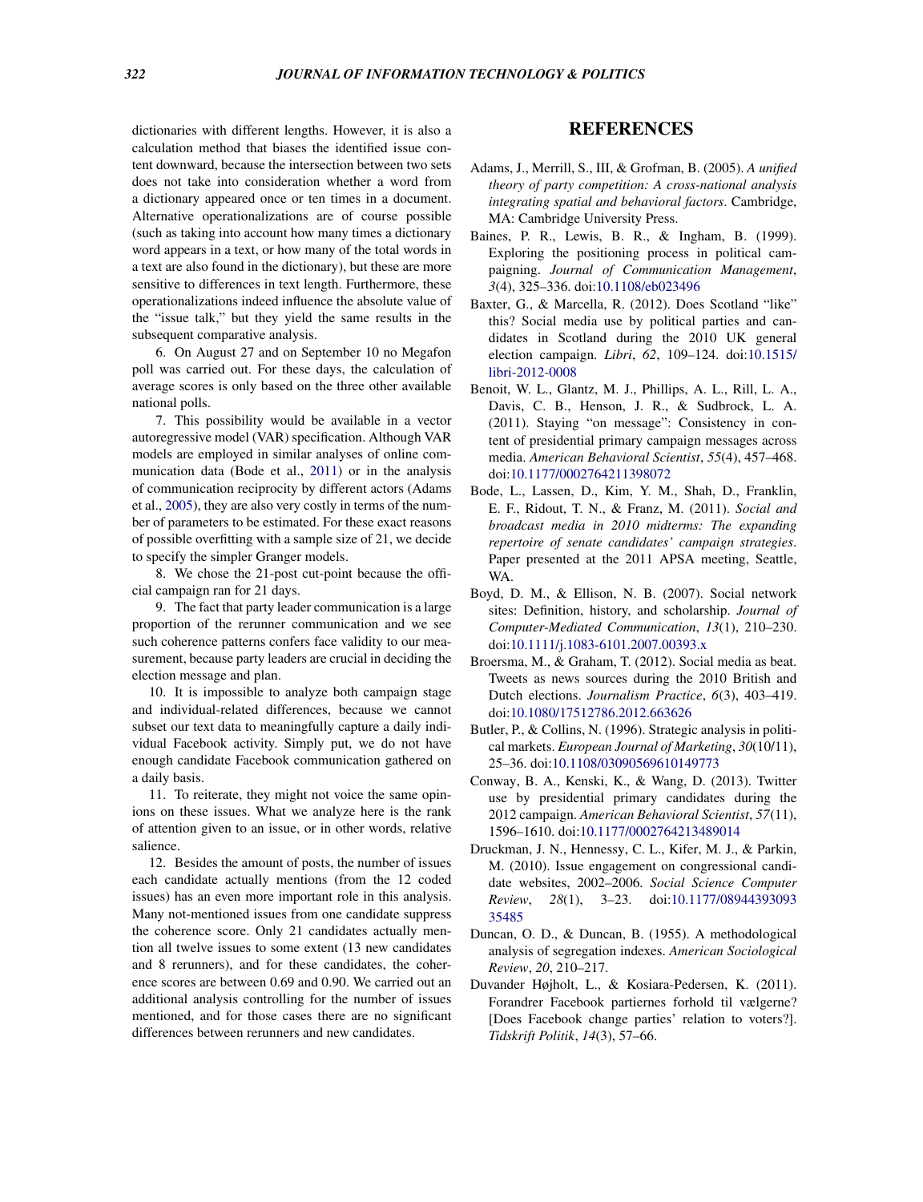dictionaries with different lengths. However, it is also a calculation method that biases the identified issue content downward, because the intersection between two sets does not take into consideration whether a word from a dictionary appeared once or ten times in a document. Alternative operationalizations are of course possible (such as taking into account how many times a dictionary word appears in a text, or how many of the total words in a text are also found in the dictionary), but these are more sensitive to differences in text length. Furthermore, these operationalizations indeed influence the absolute value of the "issue talk," but they yield the same results in the subsequent comparative analysis.

6. On August 27 and on September 10 no Megafon poll was carried out. For these days, the calculation of average scores is only based on the three other available national polls.

7. This possibility would be available in a vector autoregressive model (VAR) specification. Although VAR models are employed in similar analyses of online communication data (Bode et al., 2011) or in the analysis of communication reciprocity by different actors (Adams et al., 2005), they are also very costly in terms of the number of parameters to be estimated. For these exact reasons of possible overfitting with a sample size of 21, we decide to specify the simpler Granger models.

8. We chose the 21-post cut-point because the official campaign ran for 21 days.

9. The fact that party leader communication is a large proportion of the rerunner communication and we see such coherence patterns confers face validity to our measurement, because party leaders are crucial in deciding the election message and plan.

10. It is impossible to analyze both campaign stage and individual-related differences, because we cannot subset our text data to meaningfully capture a daily individual Facebook activity. Simply put, we do not have enough candidate Facebook communication gathered on a daily basis.

11. To reiterate, they might not voice the same opinions on these issues. What we analyze here is the rank of attention given to an issue, or in other words, relative salience.

12. Besides the amount of posts, the number of issues each candidate actually mentions (from the 12 coded issues) has an even more important role in this analysis. Many not-mentioned issues from one candidate suppress the coherence score. Only 21 candidates actually mention all twelve issues to some extent (13 new candidates and 8 rerunners), and for these candidates, the coherence scores are between 0.69 and 0.90. We carried out an additional analysis controlling for the number of issues mentioned, and for those cases there are no significant differences between rerunners and new candidates.

## REFERENCES

Adams, J., Merrill, S., III, & Grofman, B. (2005). *A unified theory of party competition: A cross-national analysis integrating spatial and behavioral factors*. Cambridge, MA: Cambridge University Press.

Baines, P. R., Lewis, B. R., & Ingham, B. (1999). Exploring the positioning process in political campaigning. *Journal of Communication Management*, *3*(4), 325–336. doi:10.1108/eb023496

Baxter, G., & Marcella, R. (2012). Does Scotland "like" this? Social media use by political parties and candidates in Scotland during the 2010 UK general election campaign. *Libri*, *62*, 109–124. doi:10.1515/libri-2012-0008

Benoit, W. L., Glantz, M. J., Phillips, A. L., Rill, L. A., Davis, C. B., Henson, J. R., & Sudbrock, L. A. (2011). Staying "on message": Consistency in content of presidential primary campaign messages across media. *American Behavioral Scientist*, *55*(4), 457–468. doi:10.1177/0002764211398072

Bode, L., Lassen, D., Kim, Y. M., Shah, D., Franklin, E. F., Ridout, T. N., & Franz, M. (2011). *Social and broadcast media in 2010 midterms: The expanding repertoire of senate candidates' campaign strategies*. Paper presented at the 2011 APSA meeting, Seattle, WA.

Boyd, D. M., & Ellison, N. B. (2007). Social network sites: Definition, history, and scholarship. *Journal of Computer-Mediated Communication*, *13*(1), 210–230. doi:10.1111/j.1083-6101.2007.00393.x

Broersma, M., & Graham, T. (2012). Social media as beat. Tweets as news sources during the 2010 British and Dutch elections. *Journalism Practice*, *6*(3), 403–419. doi:10.1080/17512786.2012.663626

Butler, P., & Collins, N. (1996). Strategic analysis in political markets. *European Journal of Marketing*, *30*(10/11), 25–36. doi:10.1108/03090569610149773

Conway, B. A., Kenski, K., & Wang, D. (2013). Twitter use by presidential primary candidates during the 2012 campaign. *American Behavioral Scientist*, *57*(11), 1596–1610. doi:10.1177/0002764213489014

Druckman, J. N., Hennessy, C. L., Kifer, M. J., & Parkin, M. (2010). Issue engagement on congressional candidate websites, 2002–2006. *Social Science Computer Review*, *28*(1), 3–23. doi:10.1177/0894439309335485

Duncan, O. D., & Duncan, B. (1955). A methodological analysis of segregation indexes. *American Sociological Review*, *20*, 210–217.

Duvander Højholt, L., & Kosiara-Pedersen, K. (2011). Forandrer Facebook partiernes forhold til vælgerne? [Does Facebook change parties' relation to voters?]. *Tidskrift Politik*, *14*(3), 57–66.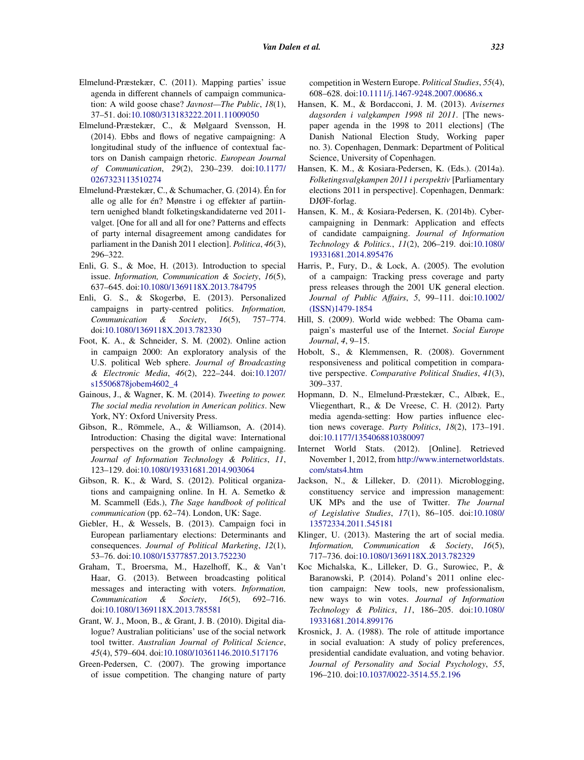Elmelund-Præstekær, C. (2011). Mapping parties' issue agenda in different channels of campaign communication: A wild goose chase? *Javnost—The Public*, *18*(1), 37–51. doi:10.1080/313183222.2011.11009050

Elmelund-Præstekær, C., & Mølgaard Svensson, H. (2014). Ebbs and flows of negative campaigning: A longitudinal study of the influence of contextual factors on Danish campaign rhetoric. *European Journal of Communication*, *29*(2), 230–239. doi:10.1177/0267323113510274

Elmelund-Præstekær, C., & Schumacher, G. (2014). Én for alle og alle for én? Mønstre i og effekter af partiintern uenighed blandt folketingskandidaterne ved 2011-valget. [One for all and all for one? Patterns and effects of party internal disagreement among candidates for parliament in the Danish 2011 election]. *Politica*, *46*(3), 296–322.

Enli, G. S., & Moe, H. (2013). Introduction to special issue. *Information, Communication & Society*, *16*(5), 637–645. doi:10.1080/1369118X.2013.784795

Enli, G. S., & Skogerbø, E. (2013). Personalized campaigns in party-centred politics. *Information, Communication & Society*, *16*(5), 757–774. doi:10.1080/1369118X.2013.782330

Foot, K. A., & Schneider, S. M. (2002). Online action in campaign 2000: An exploratory analysis of the U.S. political Web sphere. *Journal of Broadcasting & Electronic Media*, *46*(2), 222–244. doi:10.1207/s15506878jobem4602_4

Gainous, J., & Wagner, K. M. (2014). *Tweeting to power. The social media revolution in American politics*. New York, NY: Oxford University Press.

Gibson, R., Römmele, A., & Williamson, A. (2014). Introduction: Chasing the digital wave: International perspectives on the growth of online campaigning. *Journal of Information Technology & Politics*, *11*, 123–129. doi:10.1080/19331681.2014.903064

Gibson, R. K., & Ward, S. (2012). Political organizations and campaigning online. In H. A. Semetko & M. Scammell (Eds.), *The Sage handbook of political communication* (pp. 62–74). London, UK: Sage.

Giebler, H., & Wessels, B. (2013). Campaign foci in European parliamentary elections: Determinants and consequences. *Journal of Political Marketing*, *12*(1), 53–76. doi:10.1080/15377857.2013.752230

Graham, T., Broersma, M., Hazelhoff, K., & Van't Haar, G. (2013). Between broadcasting political messages and interacting with voters. *Information, Communication & Society*, *16*(5), 692–716. doi:10.1080/1369118X.2013.785581

Grant, W. J., Moon, B., & Grant, J. B. (2010). Digital dialogue? Australian politicians' use of the social network tool twitter. *Australian Journal of Political Science*, *45*(4), 579–604. doi:10.1080/10361146.2010.517176

Green-Pedersen, C. (2007). The growing importance of issue competition. The changing nature of party competition in Western Europe. *Political Studies*, *55*(4), 608–628. doi:10.1111/j.1467-9248.2007.00686.x

Hansen, K. M., & Bordacconi, J. M. (2013). *Avisernes dagsorden i valgkampen 1998 til 2011*. [The newspaper agenda in the 1998 to 2011 elections] (The Danish National Election Study, Working paper no. 3). Copenhagen, Denmark: Department of Political Science, University of Copenhagen.

Hansen, K. M., & Kosiara-Pedersen, K. (Eds.). (2014a). *Folketingsvalgkampen 2011 i perspektiv* [Parliamentary elections 2011 in perspective]. Copenhagen, Denmark: DJØF-forlag.

Hansen, K. M., & Kosiara-Pedersen, K. (2014b). Cyber-campaigning in Denmark: Application and effects of candidate campaigning. *Journal of Information Technology & Politics.*, *11*(2), 206–219. doi:10.1080/19331681.2014.895476

Harris, P., Fury, D., & Lock, A. (2005). The evolution of a campaign: Tracking press coverage and party press releases through the 2001 UK general election. *Journal of Public Affairs*, *5*, 99–111. doi:10.1002/(ISSN)1479-1854

Hill, S. (2009). World wide webbed: The Obama campaign's masterful use of the Internet. *Social Europe Journal*, *4*, 9–15.

Hobolt, S., & Klemmensen, R. (2008). Government responsiveness and political competition in comparative perspective. *Comparative Political Studies*, *41*(3), 309–337.

Hopmann, D. N., Elmelund-Præstekær, C., Albæk, E., Vliegenthart, R., & De Vreese, C. H. (2012). Party media agenda-setting: How parties influence election news coverage. *Party Politics*, *18*(2), 173–191. doi:10.1177/1354068810380097

Internet World Stats. (2012). [Online]. Retrieved November 1, 2012, from http://www.internetworldstats.com/stats4.htm

Jackson, N., & Lilleker, D. (2011). Microblogging, constituency service and impression management: UK MPs and the use of Twitter. *The Journal of Legislative Studies*, *17*(1), 86–105. doi:10.1080/13572334.2011.545181

Klinger, U. (2013). Mastering the art of social media. *Information, Communication & Society*, *16*(5), 717–736. doi:10.1080/1369118X.2013.782329

Koc Michalska, K., Lilleker, D. G., Surowiec, P., & Baranowski, P. (2014). Poland's 2011 online election campaign: New tools, new professionalism, new ways to win votes. *Journal of Information Technology & Politics*, *11*, 186–205. doi:10.1080/19331681.2014.899176

Krosnick, J. A. (1988). The role of attitude importance in social evaluation: A study of policy preferences, presidential candidate evaluation, and voting behavior. *Journal of Personality and Social Psychology*, *55*, 196–210. doi:10.1037/0022-3514.55.2.196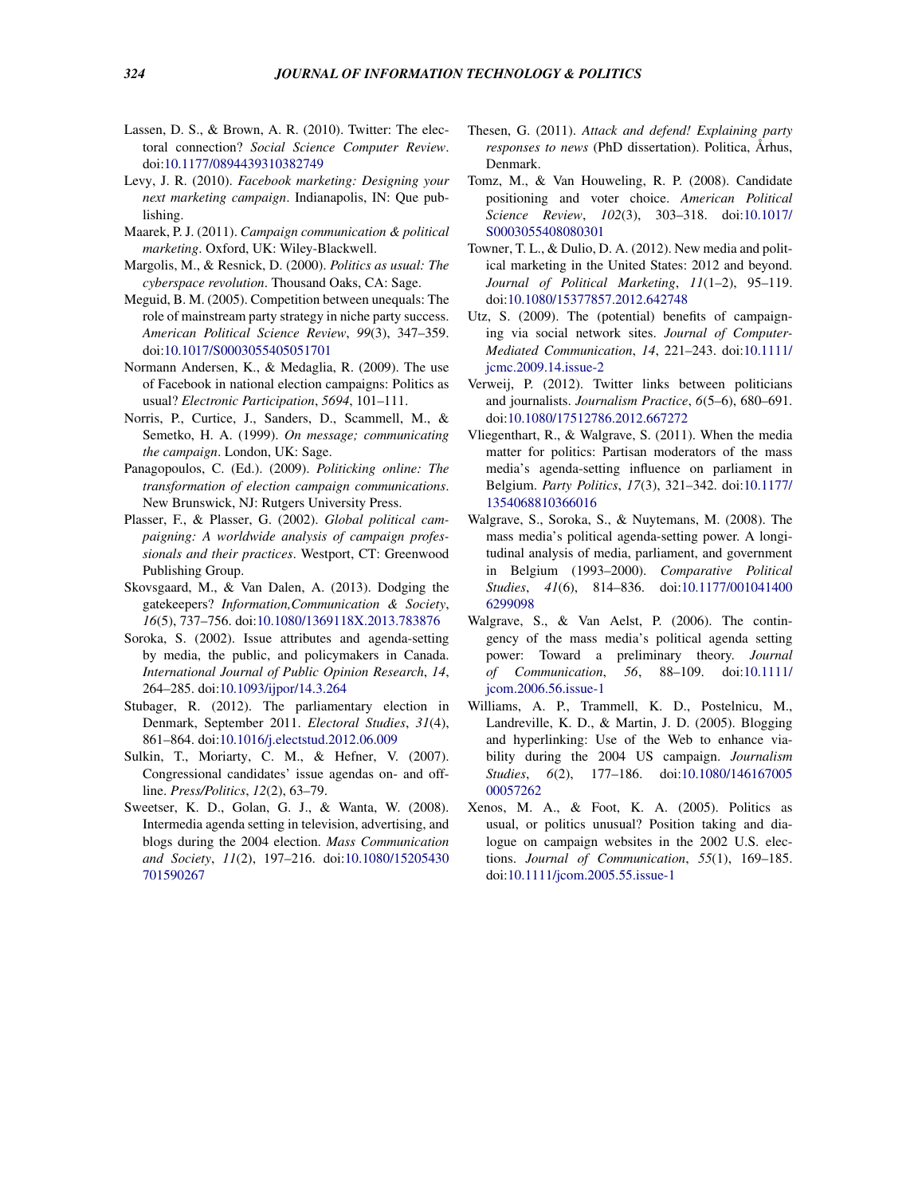Lassen, D. S., & Brown, A. R. (2010). Twitter: The electoral connection? *Social Science Computer Review*. doi:10.1177/0894439310382749

Levy, J. R. (2010). *Facebook marketing: Designing your next marketing campaign*. Indianapolis, IN: Que publishing.

Maarek, P. J. (2011). *Campaign communication & political marketing*. Oxford, UK: Wiley-Blackwell.

Margolis, M., & Resnick, D. (2000). *Politics as usual: The cyberspace revolution*. Thousand Oaks, CA: Sage.

Meguid, B. M. (2005). Competition between unequals: The role of mainstream party strategy in niche party success. *American Political Science Review*, *99*(3), 347–359. doi:10.1017/S0003055405051701

Normann Andersen, K., & Medaglia, R. (2009). The use of Facebook in national election campaigns: Politics as usual? *Electronic Participation*, *5694*, 101–111.

Norris, P., Curtice, J., Sanders, D., Scammell, M., & Semetko, H. A. (1999). *On message; communicating the campaign*. London, UK: Sage.

Panagopoulos, C. (Ed.). (2009). *Politicking online: The transformation of election campaign communications*. New Brunswick, NJ: Rutgers University Press.

Plasser, F., & Plasser, G. (2002). *Global political campaigning: A worldwide analysis of campaign professionals and their practices*. Westport, CT: Greenwood Publishing Group.

Skovsgaard, M., & Van Dalen, A. (2013). Dodging the gatekeepers? *Information,Communication & Society*, *16*(5), 737–756. doi:10.1080/1369118X.2013.783876

Soroka, S. (2002). Issue attributes and agenda-setting by media, the public, and policymakers in Canada. *International Journal of Public Opinion Research*, *14*, 264–285. doi:10.1093/ijpor/14.3.264

Stubager, R. (2012). The parliamentary election in Denmark, September 2011. *Electoral Studies*, *31*(4), 861–864. doi:10.1016/j.electstud.2012.06.009

Sulkin, T., Moriarty, C. M., & Hefner, V. (2007). Congressional candidates' issue agendas on- and off-line. *Press/Politics*, *12*(2), 63–79.

Sweetser, K. D., Golan, G. J., & Wanta, W. (2008). Intermedia agenda setting in television, advertising, and blogs during the 2004 election. *Mass Communication and Society*, *11*(2), 197–216. doi:10.1080/15205430701590267

Thesen, G. (2011). *Attack and defend! Explaining party responses to news* (PhD dissertation). Politica, Århus, Denmark.

Tomz, M., & Van Houweling, R. P. (2008). Candidate positioning and voter choice. *American Political Science Review*, *102*(3), 303–318. doi:10.1017/S0003055408080301

Towner, T. L., & Dulio, D. A. (2012). New media and political marketing in the United States: 2012 and beyond. *Journal of Political Marketing*, *11*(1–2), 95–119. doi:10.1080/15377857.2012.642748

Utz, S. (2009). The (potential) benefits of campaigning via social network sites. *Journal of Computer-Mediated Communication*, *14*, 221–243. doi:10.1111/jcmc.2009.14.issue-2

Verweij, P. (2012). Twitter links between politicians and journalists. *Journalism Practice*, *6*(5–6), 680–691. doi:10.1080/17512786.2012.667272

Vliegenthart, R., & Walgrave, S. (2011). When the media matter for politics: Partisan moderators of the mass media's agenda-setting influence on parliament in Belgium. *Party Politics*, *17*(3), 321–342. doi:10.1177/1354068810366016

Walgrave, S., Soroka, S., & Nuytemans, M. (2008). The mass media's political agenda-setting power. A longitudinal analysis of media, parliament, and government in Belgium (1993–2000). *Comparative Political Studies*, *41*(6), 814–836. doi:10.1177/0010414006299098

Walgrave, S., & Van Aelst, P. (2006). The contingency of the mass media's political agenda setting power: Toward a preliminary theory. *Journal of Communication*, *56*, 88–109. doi:10.1111/jcom.2006.56.issue-1

Williams, A. P., Trammell, K. D., Postelnicu, M., Landreville, K. D., & Martin, J. D. (2005). Blogging and hyperlinking: Use of the Web to enhance viability during the 2004 US campaign. *Journalism Studies*, *6*(2), 177–186. doi:10.1080/14616700500057262

Xenos, M. A., & Foot, K. A. (2005). Politics as usual, or politics unusual? Position taking and dialogue on campaign websites in the 2002 U.S. elections. *Journal of Communication*, *55*(1), 169–185. doi:10.1111/jcom.2005.55.issue-1